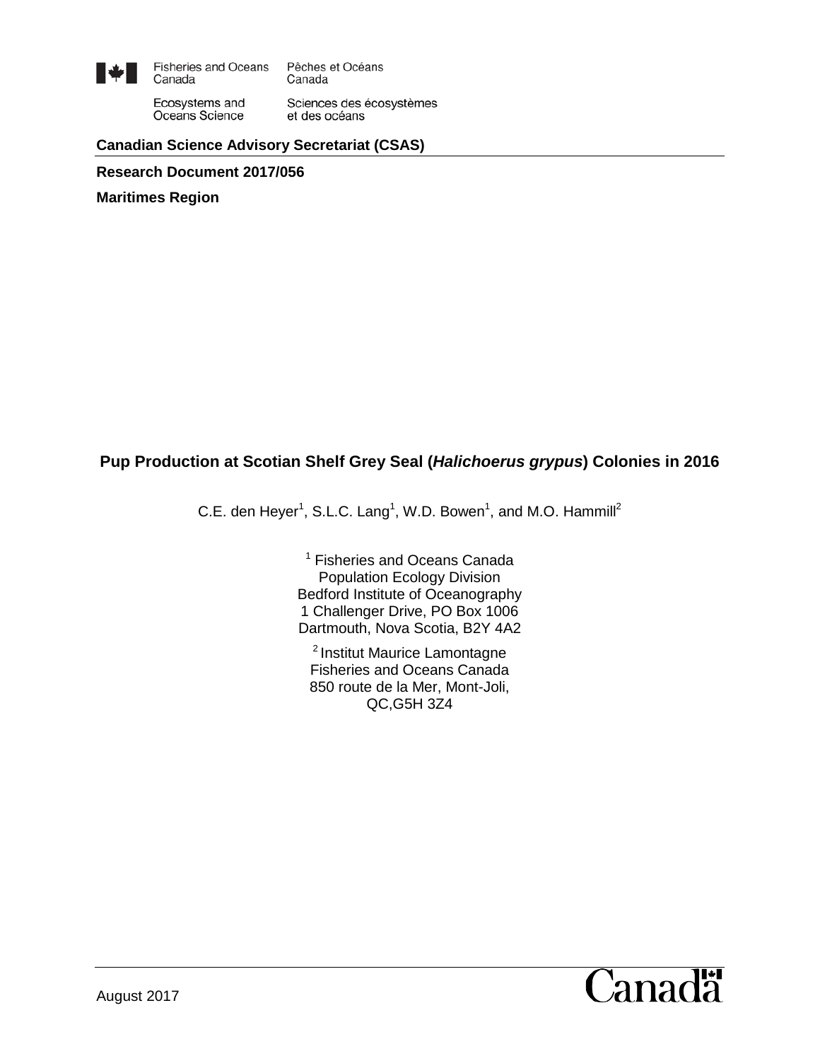Fisheries and Oceans Canada | Pêches et Océans Canada

Ecosystems and Oceans Science | Sciences des écosystèmes et des océans

**Canadian Science Advisory Secretariat (CSAS)**

**Research Document 2017/056**

**Maritimes Region**

# Pup Production at Scotian Shelf Grey Seal (*Halichoerus grypus*) Colonies in 2016

C.E. den Heyer[1], S.L.C. Lang[1], W.D. Bowen[1], and M.O. Hammill[2]

[1] Fisheries and Oceans Canada
Population Ecology Division
Bedford Institute of Oceanography
1 Challenger Drive, PO Box 1006
Dartmouth, Nova Scotia, B2Y 4A2

[2] Institut Maurice Lamontagne
Fisheries and Oceans Canada
850 route de la Mer, Mont-Joli,
QC,G5H 3Z4

August 2017

Canada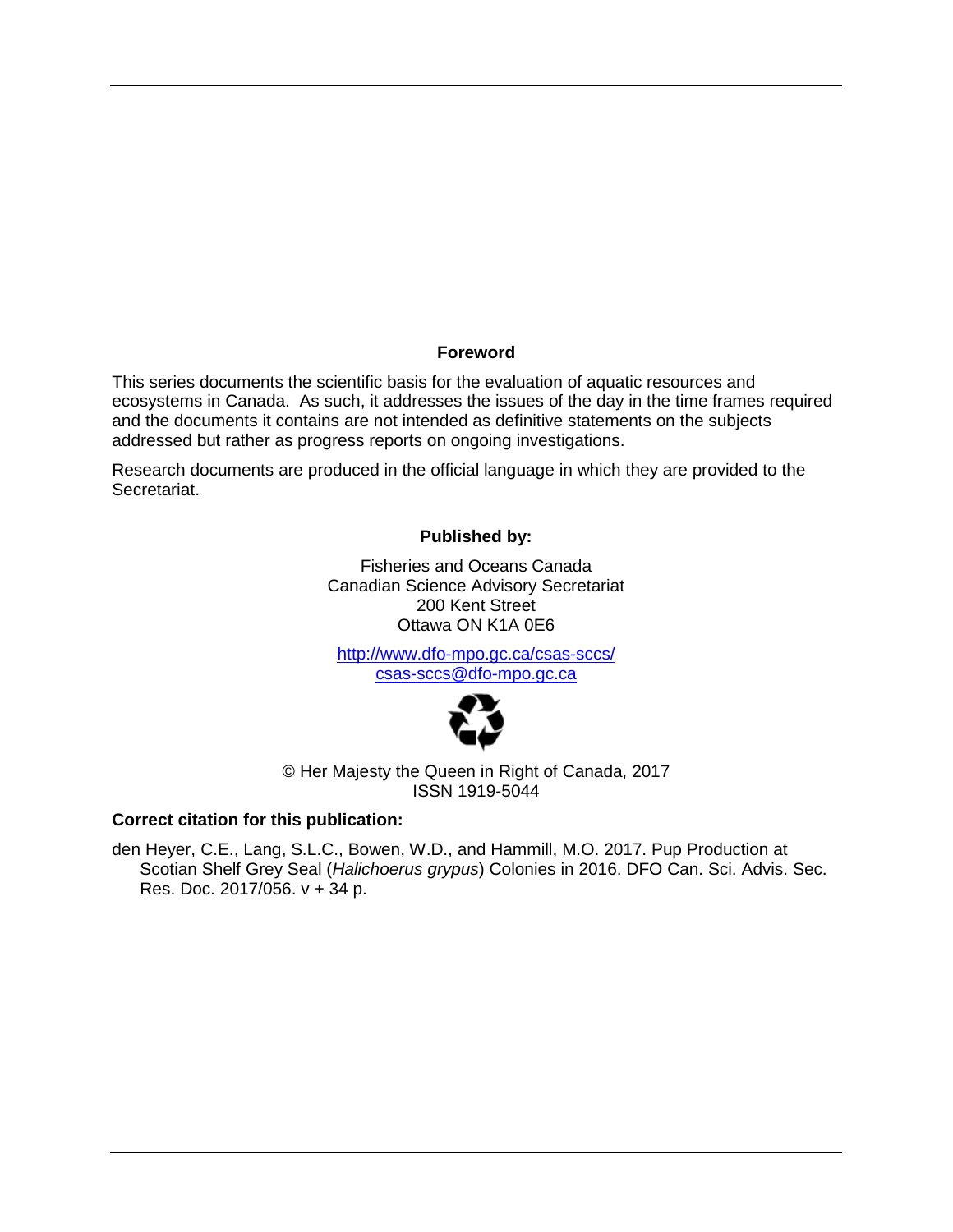## Foreword

This series documents the scientific basis for the evaluation of aquatic resources and ecosystems in Canada. As such, it addresses the issues of the day in the time frames required and the documents it contains are not intended as definitive statements on the subjects addressed but rather as progress reports on ongoing investigations.

Research documents are produced in the official language in which they are provided to the Secretariat.

**Published by:**

Fisheries and Oceans Canada
Canadian Science Advisory Secretariat
200 Kent Street
Ottawa ON K1A 0E6

http://www.dfo-mpo.gc.ca/csas-sccs/
csas-sccs@dfo-mpo.gc.ca

© Her Majesty the Queen in Right of Canada, 2017
ISSN 1919-5044

**Correct citation for this publication:**

den Heyer, C.E., Lang, S.L.C., Bowen, W.D., and Hammill, M.O. 2017. Pup Production at Scotian Shelf Grey Seal (*Halichoerus grypus*) Colonies in 2016. DFO Can. Sci. Advis. Sec. Res. Doc. 2017/056. v + 34 p.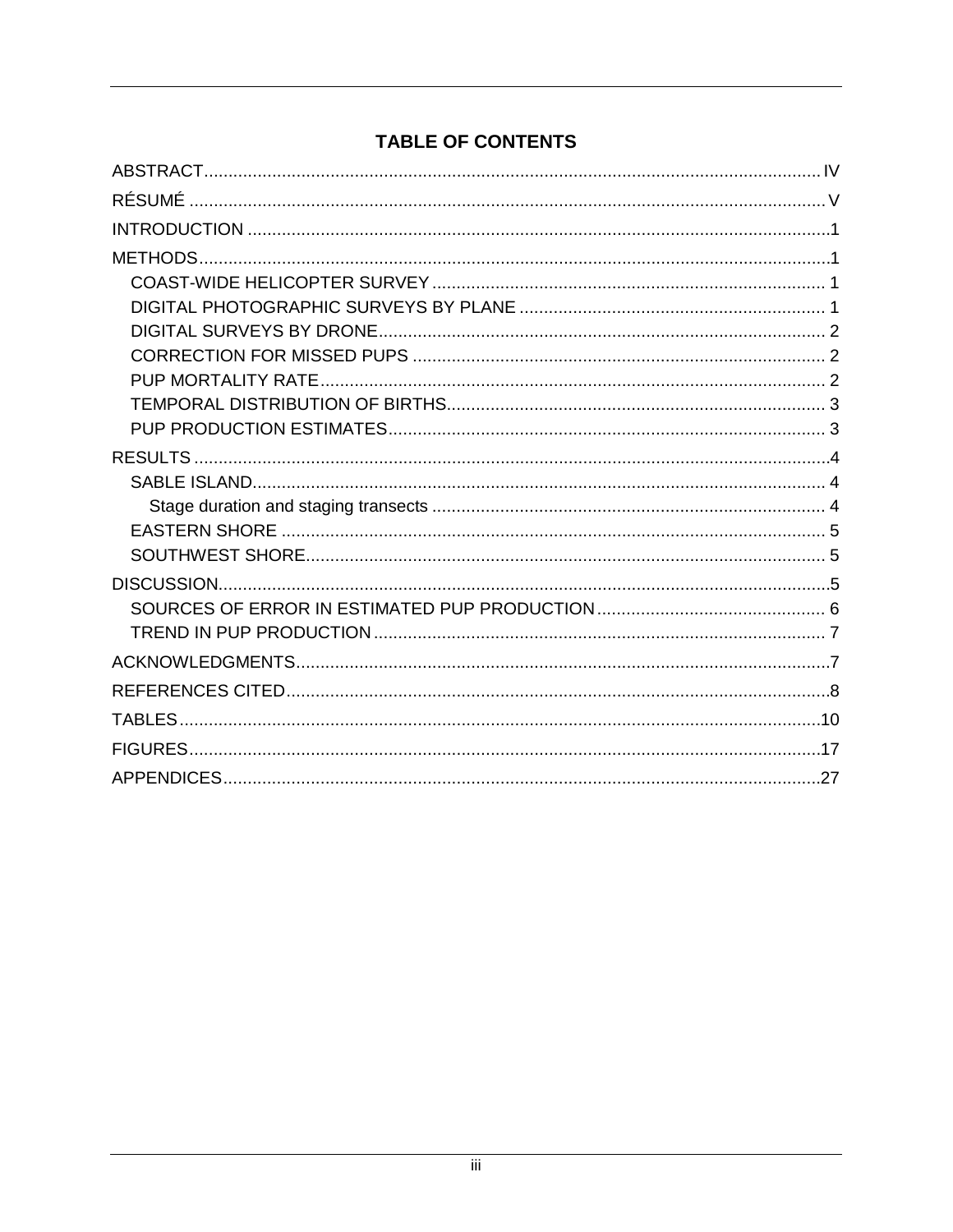## TABLE OF CONTENTS

ABSTRACT ............ IV

RÉSUMÉ ............ V

INTRODUCTION ............ 1

METHODS ............ 1

- COAST-WIDE HELICOPTER SURVEY ............ 1
- DIGITAL PHOTOGRAPHIC SURVEYS BY PLANE ............ 1
- DIGITAL SURVEYS BY DRONE ............ 2
- CORRECTION FOR MISSED PUPS ............ 2
- PUP MORTALITY RATE ............ 2
- TEMPORAL DISTRIBUTION OF BIRTHS ............ 3
- PUP PRODUCTION ESTIMATES ............ 3

RESULTS ............ 4

- SABLE ISLAND ............ 4
  - Stage duration and staging transects ............ 4
- EASTERN SHORE ............ 5
- SOUTHWEST SHORE ............ 5

DISCUSSION ............ 5

- SOURCES OF ERROR IN ESTIMATED PUP PRODUCTION ............ 6
- TREND IN PUP PRODUCTION ............ 7

ACKNOWLEDGMENTS ............ 7

REFERENCES CITED ............ 8

TABLES ............ 10

FIGURES ............ 17

APPENDICES ............ 27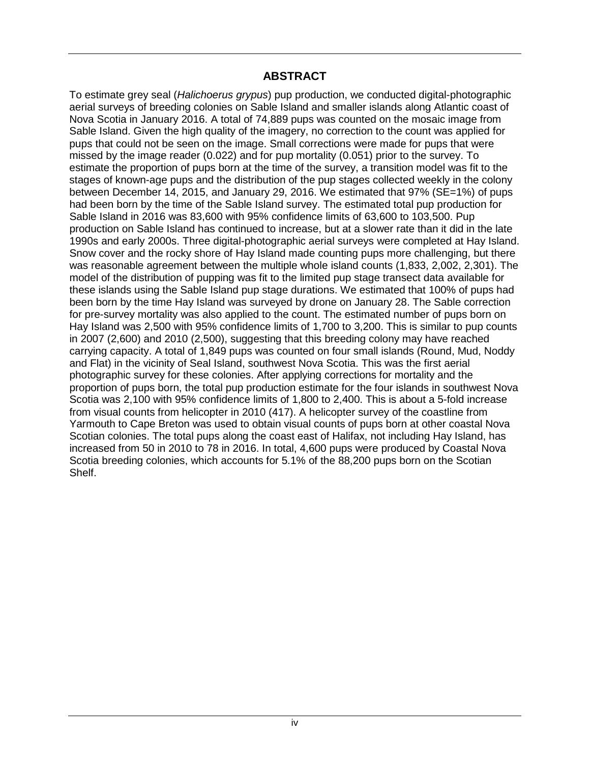## ABSTRACT

To estimate grey seal (*Halichoerus grypus*) pup production, we conducted digital-photographic aerial surveys of breeding colonies on Sable Island and smaller islands along Atlantic coast of Nova Scotia in January 2016. A total of 74,889 pups was counted on the mosaic image from Sable Island. Given the high quality of the imagery, no correction to the count was applied for pups that could not be seen on the image. Small corrections were made for pups that were missed by the image reader (0.022) and for pup mortality (0.051) prior to the survey. To estimate the proportion of pups born at the time of the survey, a transition model was fit to the stages of known-age pups and the distribution of the pup stages collected weekly in the colony between December 14, 2015, and January 29, 2016. We estimated that 97% (SE=1%) of pups had been born by the time of the Sable Island survey. The estimated total pup production for Sable Island in 2016 was 83,600 with 95% confidence limits of 63,600 to 103,500. Pup production on Sable Island has continued to increase, but at a slower rate than it did in the late 1990s and early 2000s. Three digital-photographic aerial surveys were completed at Hay Island. Snow cover and the rocky shore of Hay Island made counting pups more challenging, but there was reasonable agreement between the multiple whole island counts (1,833, 2,002, 2,301). The model of the distribution of pupping was fit to the limited pup stage transect data available for these islands using the Sable Island pup stage durations. We estimated that 100% of pups had been born by the time Hay Island was surveyed by drone on January 28. The Sable correction for pre-survey mortality was also applied to the count. The estimated number of pups born on Hay Island was 2,500 with 95% confidence limits of 1,700 to 3,200. This is similar to pup counts in 2007 (2,600) and 2010 (2,500), suggesting that this breeding colony may have reached carrying capacity. A total of 1,849 pups was counted on four small islands (Round, Mud, Noddy and Flat) in the vicinity of Seal Island, southwest Nova Scotia. This was the first aerial photographic survey for these colonies. After applying corrections for mortality and the proportion of pups born, the total pup production estimate for the four islands in southwest Nova Scotia was 2,100 with 95% confidence limits of 1,800 to 2,400. This is about a 5-fold increase from visual counts from helicopter in 2010 (417). A helicopter survey of the coastline from Yarmouth to Cape Breton was used to obtain visual counts of pups born at other coastal Nova Scotian colonies. The total pups along the coast east of Halifax, not including Hay Island, has increased from 50 in 2010 to 78 in 2016. In total, 4,600 pups were produced by Coastal Nova Scotia breeding colonies, which accounts for 5.1% of the 88,200 pups born on the Scotian Shelf.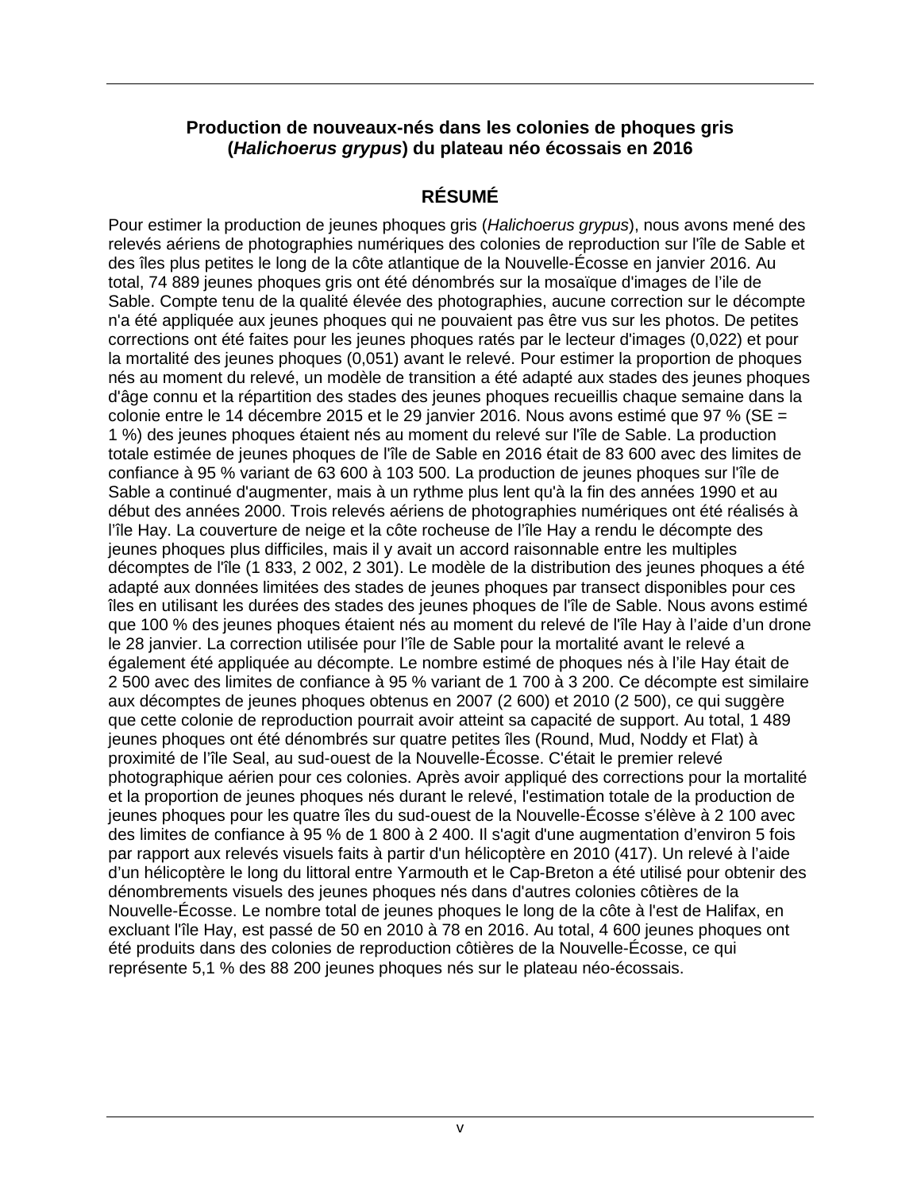## Production de nouveaux-nés dans les colonies de phoques gris (*Halichoerus grypus*) du plateau néo écossais en 2016

### RÉSUMÉ

Pour estimer la production de jeunes phoques gris (*Halichoerus grypus*), nous avons mené des relevés aériens de photographies numériques des colonies de reproduction sur l'île de Sable et des îles plus petites le long de la côte atlantique de la Nouvelle-Écosse en janvier 2016. Au total, 74 889 jeunes phoques gris ont été dénombrés sur la mosaïque d'images de l'ile de Sable. Compte tenu de la qualité élevée des photographies, aucune correction sur le décompte n'a été appliquée aux jeunes phoques qui ne pouvaient pas être vus sur les photos. De petites corrections ont été faites pour les jeunes phoques ratés par le lecteur d'images (0,022) et pour la mortalité des jeunes phoques (0,051) avant le relevé. Pour estimer la proportion de phoques nés au moment du relevé, un modèle de transition a été adapté aux stades des jeunes phoques d'âge connu et la répartition des stades des jeunes phoques recueillis chaque semaine dans la colonie entre le 14 décembre 2015 et le 29 janvier 2016. Nous avons estimé que 97 % (SE = 1 %) des jeunes phoques étaient nés au moment du relevé sur l'île de Sable. La production totale estimée de jeunes phoques de l'île de Sable en 2016 était de 83 600 avec des limites de confiance à 95 % variant de 63 600 à 103 500. La production de jeunes phoques sur l'île de Sable a continué d'augmenter, mais à un rythme plus lent qu'à la fin des années 1990 et au début des années 2000. Trois relevés aériens de photographies numériques ont été réalisés à l'île Hay. La couverture de neige et la côte rocheuse de l'île Hay a rendu le décompte des jeunes phoques plus difficiles, mais il y avait un accord raisonnable entre les multiples décomptes de l'île (1 833, 2 002, 2 301). Le modèle de la distribution des jeunes phoques a été adapté aux données limitées des stades de jeunes phoques par transect disponibles pour ces îles en utilisant les durées des stades des jeunes phoques de l'île de Sable. Nous avons estimé que 100 % des jeunes phoques étaient nés au moment du relevé de l'île Hay à l'aide d'un drone le 28 janvier. La correction utilisée pour l'île de Sable pour la mortalité avant le relevé a également été appliquée au décompte. Le nombre estimé de phoques nés à l'ile Hay était de 2 500 avec des limites de confiance à 95 % variant de 1 700 à 3 200. Ce décompte est similaire aux décomptes de jeunes phoques obtenus en 2007 (2 600) et 2010 (2 500), ce qui suggère que cette colonie de reproduction pourrait avoir atteint sa capacité de support. Au total, 1 489 jeunes phoques ont été dénombrés sur quatre petites îles (Round, Mud, Noddy et Flat) à proximité de l'île Seal, au sud-ouest de la Nouvelle-Écosse. C'était le premier relevé photographique aérien pour ces colonies. Après avoir appliqué des corrections pour la mortalité et la proportion de jeunes phoques nés durant le relevé, l'estimation totale de la production de jeunes phoques pour les quatre îles du sud-ouest de la Nouvelle-Écosse s'élève à 2 100 avec des limites de confiance à 95 % de 1 800 à 2 400. Il s'agit d'une augmentation d'environ 5 fois par rapport aux relevés visuels faits à partir d'un hélicoptère en 2010 (417). Un relevé à l'aide d'un hélicoptère le long du littoral entre Yarmouth et le Cap-Breton a été utilisé pour obtenir des dénombrements visuels des jeunes phoques nés dans d'autres colonies côtières de la Nouvelle-Écosse. Le nombre total de jeunes phoques le long de la côte à l'est de Halifax, en excluant l'île Hay, est passé de 50 en 2010 à 78 en 2016. Au total, 4 600 jeunes phoques ont été produits dans des colonies de reproduction côtières de la Nouvelle-Écosse, ce qui représente 5,1 % des 88 200 jeunes phoques nés sur le plateau néo-écossais.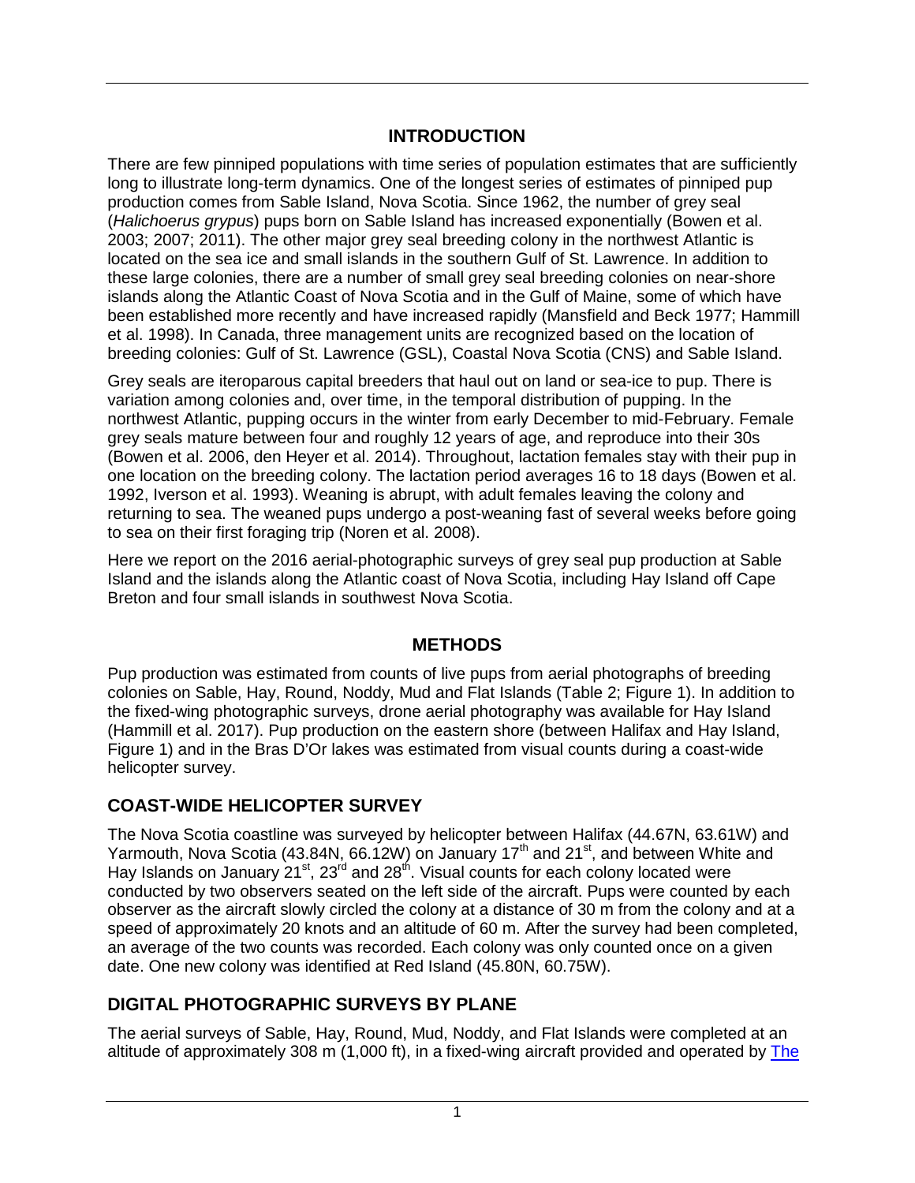## INTRODUCTION

There are few pinniped populations with time series of population estimates that are sufficiently long to illustrate long-term dynamics. One of the longest series of estimates of pinniped pup production comes from Sable Island, Nova Scotia. Since 1962, the number of grey seal (*Halichoerus grypus*) pups born on Sable Island has increased exponentially (Bowen et al. 2003; 2007; 2011). The other major grey seal breeding colony in the northwest Atlantic is located on the sea ice and small islands in the southern Gulf of St. Lawrence. In addition to these large colonies, there are a number of small grey seal breeding colonies on near-shore islands along the Atlantic Coast of Nova Scotia and in the Gulf of Maine, some of which have been established more recently and have increased rapidly (Mansfield and Beck 1977; Hammill et al. 1998). In Canada, three management units are recognized based on the location of breeding colonies: Gulf of St. Lawrence (GSL), Coastal Nova Scotia (CNS) and Sable Island.

Grey seals are iteroparous capital breeders that haul out on land or sea-ice to pup. There is variation among colonies and, over time, in the temporal distribution of pupping. In the northwest Atlantic, pupping occurs in the winter from early December to mid-February. Female grey seals mature between four and roughly 12 years of age, and reproduce into their 30s (Bowen et al. 2006, den Heyer et al. 2014). Throughout, lactation females stay with their pup in one location on the breeding colony. The lactation period averages 16 to 18 days (Bowen et al. 1992, Iverson et al. 1993). Weaning is abrupt, with adult females leaving the colony and returning to sea. The weaned pups undergo a post-weaning fast of several weeks before going to sea on their first foraging trip (Noren et al. 2008).

Here we report on the 2016 aerial-photographic surveys of grey seal pup production at Sable Island and the islands along the Atlantic coast of Nova Scotia, including Hay Island off Cape Breton and four small islands in southwest Nova Scotia.

## METHODS

Pup production was estimated from counts of live pups from aerial photographs of breeding colonies on Sable, Hay, Round, Noddy, Mud and Flat Islands (Table 2; Figure 1). In addition to the fixed-wing photographic surveys, drone aerial photography was available for Hay Island (Hammill et al. 2017). Pup production on the eastern shore (between Halifax and Hay Island, Figure 1) and in the Bras D'Or lakes was estimated from visual counts during a coast-wide helicopter survey.

### COAST-WIDE HELICOPTER SURVEY

The Nova Scotia coastline was surveyed by helicopter between Halifax (44.67N, 63.61W) and Yarmouth, Nova Scotia (43.84N, 66.12W) on January 17th and 21st, and between White and Hay Islands on January 21st, 23rd and 28th. Visual counts for each colony located were conducted by two observers seated on the left side of the aircraft. Pups were counted by each observer as the aircraft slowly circled the colony at a distance of 30 m from the colony and at a speed of approximately 20 knots and an altitude of 60 m. After the survey had been completed, an average of the two counts was recorded. Each colony was only counted once on a given date. One new colony was identified at Red Island (45.80N, 60.75W).

### DIGITAL PHOTOGRAPHIC SURVEYS BY PLANE

The aerial surveys of Sable, Hay, Round, Mud, Noddy, and Flat Islands were completed at an altitude of approximately 308 m (1,000 ft), in a fixed-wing aircraft provided and operated by The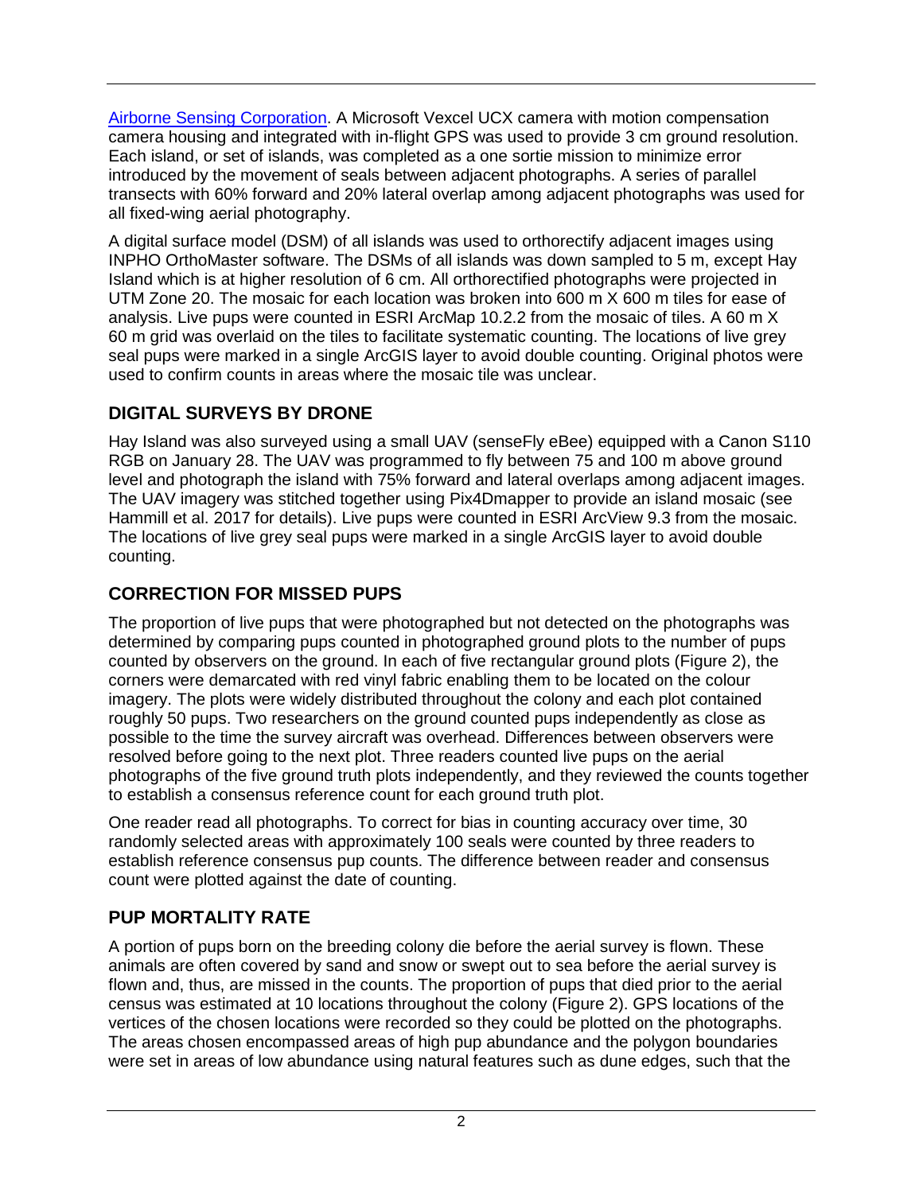[Airborne Sensing Corporation](). A Microsoft Vexcel UCX camera with motion compensation camera housing and integrated with in-flight GPS was used to provide 3 cm ground resolution. Each island, or set of islands, was completed as a one sortie mission to minimize error introduced by the movement of seals between adjacent photographs. A series of parallel transects with 60% forward and 20% lateral overlap among adjacent photographs was used for all fixed-wing aerial photography.

A digital surface model (DSM) of all islands was used to orthorectify adjacent images using INPHO OrthoMaster software. The DSMs of all islands was down sampled to 5 m, except Hay Island which is at higher resolution of 6 cm. All orthorectified photographs were projected in UTM Zone 20. The mosaic for each location was broken into 600 m X 600 m tiles for ease of analysis. Live pups were counted in ESRI ArcMap 10.2.2 from the mosaic of tiles. A 60 m X 60 m grid was overlaid on the tiles to facilitate systematic counting. The locations of live grey seal pups were marked in a single ArcGIS layer to avoid double counting. Original photos were used to confirm counts in areas where the mosaic tile was unclear.

## DIGITAL SURVEYS BY DRONE

Hay Island was also surveyed using a small UAV (senseFly eBee) equipped with a Canon S110 RGB on January 28. The UAV was programmed to fly between 75 and 100 m above ground level and photograph the island with 75% forward and lateral overlaps among adjacent images. The UAV imagery was stitched together using Pix4Dmapper to provide an island mosaic (see Hammill et al. 2017 for details). Live pups were counted in ESRI ArcView 9.3 from the mosaic. The locations of live grey seal pups were marked in a single ArcGIS layer to avoid double counting.

## CORRECTION FOR MISSED PUPS

The proportion of live pups that were photographed but not detected on the photographs was determined by comparing pups counted in photographed ground plots to the number of pups counted by observers on the ground. In each of five rectangular ground plots (Figure 2), the corners were demarcated with red vinyl fabric enabling them to be located on the colour imagery. The plots were widely distributed throughout the colony and each plot contained roughly 50 pups. Two researchers on the ground counted pups independently as close as possible to the time the survey aircraft was overhead. Differences between observers were resolved before going to the next plot. Three readers counted live pups on the aerial photographs of the five ground truth plots independently, and they reviewed the counts together to establish a consensus reference count for each ground truth plot.

One reader read all photographs. To correct for bias in counting accuracy over time, 30 randomly selected areas with approximately 100 seals were counted by three readers to establish reference consensus pup counts. The difference between reader and consensus count were plotted against the date of counting.

## PUP MORTALITY RATE

A portion of pups born on the breeding colony die before the aerial survey is flown. These animals are often covered by sand and snow or swept out to sea before the aerial survey is flown and, thus, are missed in the counts. The proportion of pups that died prior to the aerial census was estimated at 10 locations throughout the colony (Figure 2). GPS locations of the vertices of the chosen locations were recorded so they could be plotted on the photographs. The areas chosen encompassed areas of high pup abundance and the polygon boundaries were set in areas of low abundance using natural features such as dune edges, such that the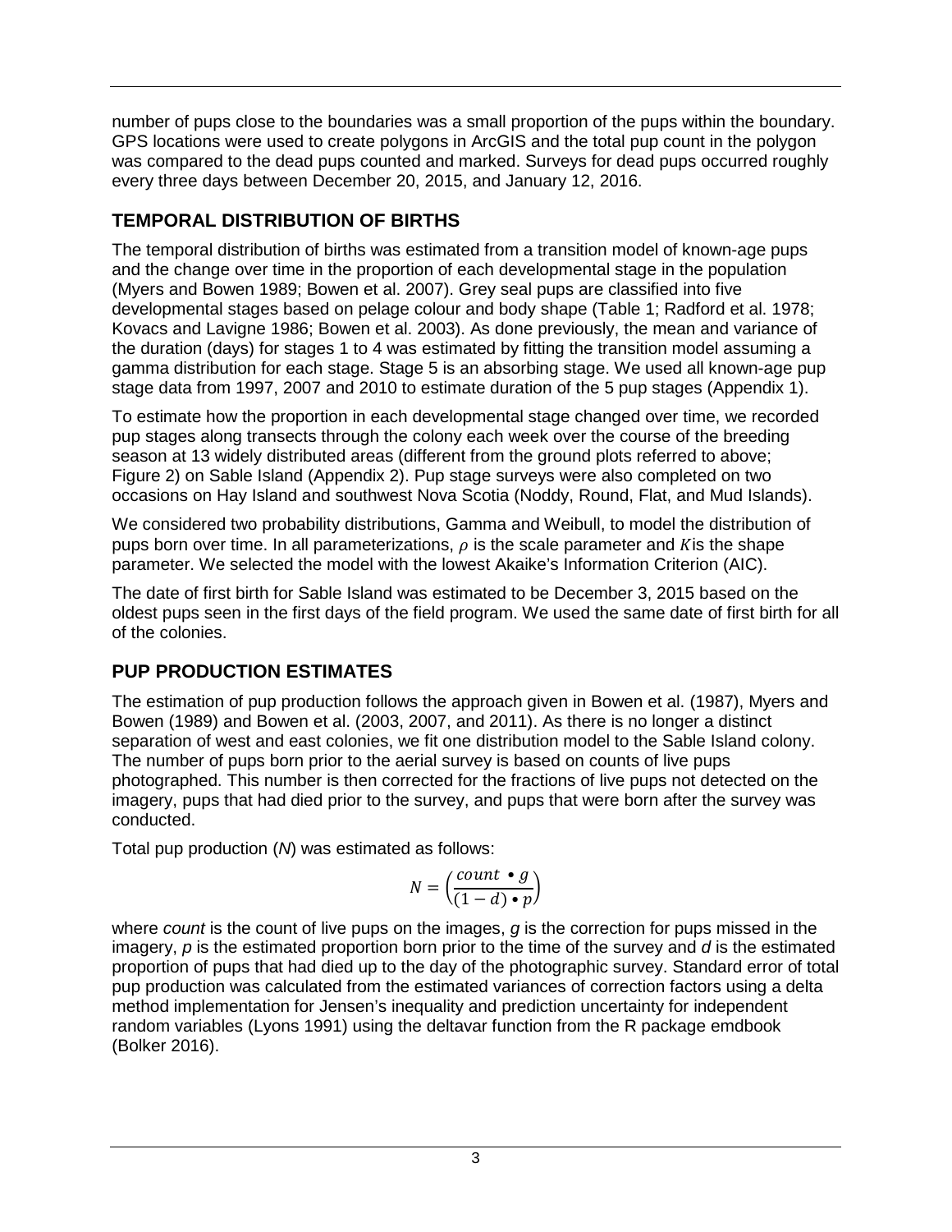number of pups close to the boundaries was a small proportion of the pups within the boundary. GPS locations were used to create polygons in ArcGIS and the total pup count in the polygon was compared to the dead pups counted and marked. Surveys for dead pups occurred roughly every three days between December 20, 2015, and January 12, 2016.

## TEMPORAL DISTRIBUTION OF BIRTHS

The temporal distribution of births was estimated from a transition model of known-age pups and the change over time in the proportion of each developmental stage in the population (Myers and Bowen 1989; Bowen et al. 2007). Grey seal pups are classified into five developmental stages based on pelage colour and body shape (Table 1; Radford et al. 1978; Kovacs and Lavigne 1986; Bowen et al. 2003). As done previously, the mean and variance of the duration (days) for stages 1 to 4 was estimated by fitting the transition model assuming a gamma distribution for each stage. Stage 5 is an absorbing stage. We used all known-age pup stage data from 1997, 2007 and 2010 to estimate duration of the 5 pup stages (Appendix 1).

To estimate how the proportion in each developmental stage changed over time, we recorded pup stages along transects through the colony each week over the course of the breeding season at 13 widely distributed areas (different from the ground plots referred to above; Figure 2) on Sable Island (Appendix 2). Pup stage surveys were also completed on two occasions on Hay Island and southwest Nova Scotia (Noddy, Round, Flat, and Mud Islands).

We considered two probability distributions, Gamma and Weibull, to model the distribution of pups born over time. In all parameterizations, $\rho$ is the scale parameter and $K$ is the shape parameter. We selected the model with the lowest Akaike's Information Criterion (AIC).

The date of first birth for Sable Island was estimated to be December 3, 2015 based on the oldest pups seen in the first days of the field program. We used the same date of first birth for all of the colonies.

## PUP PRODUCTION ESTIMATES

The estimation of pup production follows the approach given in Bowen et al. (1987), Myers and Bowen (1989) and Bowen et al. (2003, 2007, and 2011). As there is no longer a distinct separation of west and east colonies, we fit one distribution model to the Sable Island colony. The number of pups born prior to the aerial survey is based on counts of live pups photographed. This number is then corrected for the fractions of live pups not detected on the imagery, pups that had died prior to the survey, and pups that were born after the survey was conducted.

Total pup production (*N*) was estimated as follows:

$$N = \left(\frac{count \bullet g}{(1-d) \bullet p}\right)$$

where *count* is the count of live pups on the images, *g* is the correction for pups missed in the imagery, *p* is the estimated proportion born prior to the time of the survey and *d* is the estimated proportion of pups that had died up to the day of the photographic survey. Standard error of total pup production was calculated from the estimated variances of correction factors using a delta method implementation for Jensen's inequality and prediction uncertainty for independent random variables (Lyons 1991) using the deltavar function from the R package emdbook (Bolker 2016).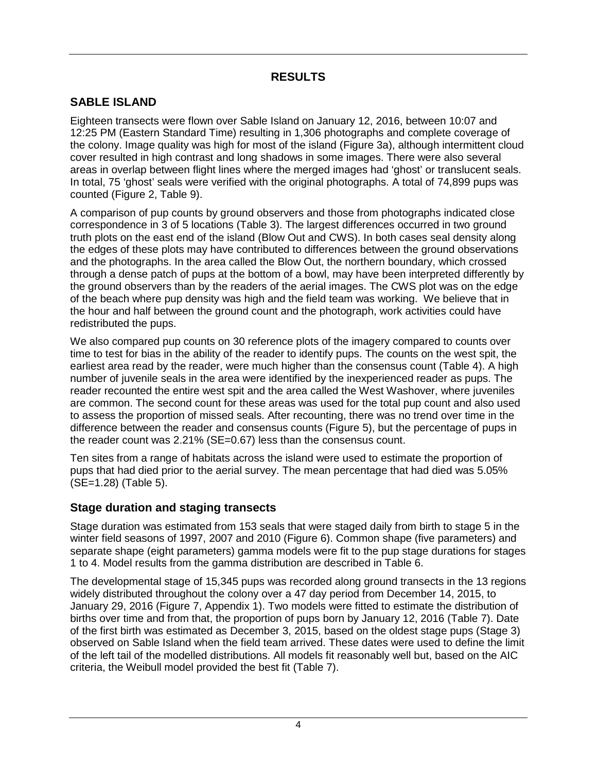# RESULTS

## SABLE ISLAND

Eighteen transects were flown over Sable Island on January 12, 2016, between 10:07 and 12:25 PM (Eastern Standard Time) resulting in 1,306 photographs and complete coverage of the colony. Image quality was high for most of the island (Figure 3a), although intermittent cloud cover resulted in high contrast and long shadows in some images. There were also several areas in overlap between flight lines where the merged images had 'ghost' or translucent seals. In total, 75 'ghost' seals were verified with the original photographs. A total of 74,899 pups was counted (Figure 2, Table 9).

A comparison of pup counts by ground observers and those from photographs indicated close correspondence in 3 of 5 locations (Table 3). The largest differences occurred in two ground truth plots on the east end of the island (Blow Out and CWS). In both cases seal density along the edges of these plots may have contributed to differences between the ground observations and the photographs. In the area called the Blow Out, the northern boundary, which crossed through a dense patch of pups at the bottom of a bowl, may have been interpreted differently by the ground observers than by the readers of the aerial images. The CWS plot was on the edge of the beach where pup density was high and the field team was working. We believe that in the hour and half between the ground count and the photograph, work activities could have redistributed the pups.

We also compared pup counts on 30 reference plots of the imagery compared to counts over time to test for bias in the ability of the reader to identify pups. The counts on the west spit, the earliest area read by the reader, were much higher than the consensus count (Table 4). A high number of juvenile seals in the area were identified by the inexperienced reader as pups. The reader recounted the entire west spit and the area called the West Washover, where juveniles are common. The second count for these areas was used for the total pup count and also used to assess the proportion of missed seals. After recounting, there was no trend over time in the difference between the reader and consensus counts (Figure 5), but the percentage of pups in the reader count was 2.21% (SE=0.67) less than the consensus count.

Ten sites from a range of habitats across the island were used to estimate the proportion of pups that had died prior to the aerial survey. The mean percentage that had died was 5.05% (SE=1.28) (Table 5).

### Stage duration and staging transects

Stage duration was estimated from 153 seals that were staged daily from birth to stage 5 in the winter field seasons of 1997, 2007 and 2010 (Figure 6). Common shape (five parameters) and separate shape (eight parameters) gamma models were fit to the pup stage durations for stages 1 to 4. Model results from the gamma distribution are described in Table 6.

The developmental stage of 15,345 pups was recorded along ground transects in the 13 regions widely distributed throughout the colony over a 47 day period from December 14, 2015, to January 29, 2016 (Figure 7, Appendix 1). Two models were fitted to estimate the distribution of births over time and from that, the proportion of pups born by January 12, 2016 (Table 7). Date of the first birth was estimated as December 3, 2015, based on the oldest stage pups (Stage 3) observed on Sable Island when the field team arrived. These dates were used to define the limit of the left tail of the modelled distributions. All models fit reasonably well but, based on the AIC criteria, the Weibull model provided the best fit (Table 7).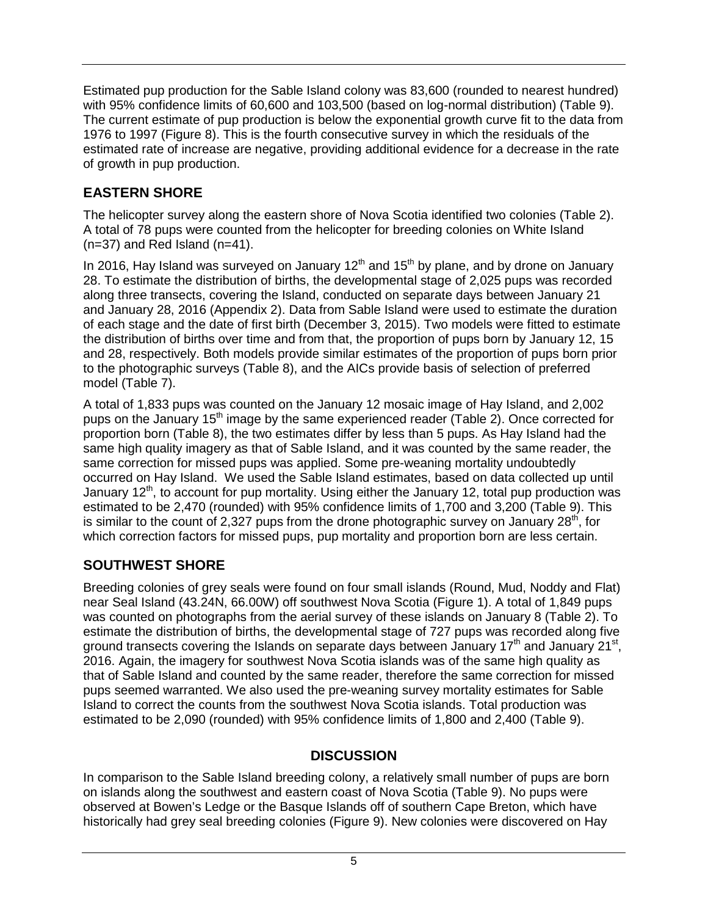Estimated pup production for the Sable Island colony was 83,600 (rounded to nearest hundred) with 95% confidence limits of 60,600 and 103,500 (based on log-normal distribution) (Table 9). The current estimate of pup production is below the exponential growth curve fit to the data from 1976 to 1997 (Figure 8). This is the fourth consecutive survey in which the residuals of the estimated rate of increase are negative, providing additional evidence for a decrease in the rate of growth in pup production.

## EASTERN SHORE

The helicopter survey along the eastern shore of Nova Scotia identified two colonies (Table 2). A total of 78 pups were counted from the helicopter for breeding colonies on White Island (n=37) and Red Island (n=41).

In 2016, Hay Island was surveyed on January 12th and 15th by plane, and by drone on January 28. To estimate the distribution of births, the developmental stage of 2,025 pups was recorded along three transects, covering the Island, conducted on separate days between January 21 and January 28, 2016 (Appendix 2). Data from Sable Island were used to estimate the duration of each stage and the date of first birth (December 3, 2015). Two models were fitted to estimate the distribution of births over time and from that, the proportion of pups born by January 12, 15 and 28, respectively. Both models provide similar estimates of the proportion of pups born prior to the photographic surveys (Table 8), and the AICs provide basis of selection of preferred model (Table 7).

A total of 1,833 pups was counted on the January 12 mosaic image of Hay Island, and 2,002 pups on the January 15th image by the same experienced reader (Table 2). Once corrected for proportion born (Table 8), the two estimates differ by less than 5 pups. As Hay Island had the same high quality imagery as that of Sable Island, and it was counted by the same reader, the same correction for missed pups was applied. Some pre-weaning mortality undoubtedly occurred on Hay Island. We used the Sable Island estimates, based on data collected up until January 12th, to account for pup mortality. Using either the January 12, total pup production was estimated to be 2,470 (rounded) with 95% confidence limits of 1,700 and 3,200 (Table 9). This is similar to the count of 2,327 pups from the drone photographic survey on January 28th, for which correction factors for missed pups, pup mortality and proportion born are less certain.

## SOUTHWEST SHORE

Breeding colonies of grey seals were found on four small islands (Round, Mud, Noddy and Flat) near Seal Island (43.24N, 66.00W) off southwest Nova Scotia (Figure 1). A total of 1,849 pups was counted on photographs from the aerial survey of these islands on January 8 (Table 2). To estimate the distribution of births, the developmental stage of 727 pups was recorded along five ground transects covering the Islands on separate days between January 17th and January 21st, 2016. Again, the imagery for southwest Nova Scotia islands was of the same high quality as that of Sable Island and counted by the same reader, therefore the same correction for missed pups seemed warranted. We also used the pre-weaning survey mortality estimates for Sable Island to correct the counts from the southwest Nova Scotia islands. Total production was estimated to be 2,090 (rounded) with 95% confidence limits of 1,800 and 2,400 (Table 9).

# DISCUSSION

In comparison to the Sable Island breeding colony, a relatively small number of pups are born on islands along the southwest and eastern coast of Nova Scotia (Table 9). No pups were observed at Bowen's Ledge or the Basque Islands off of southern Cape Breton, which have historically had grey seal breeding colonies (Figure 9). New colonies were discovered on Hay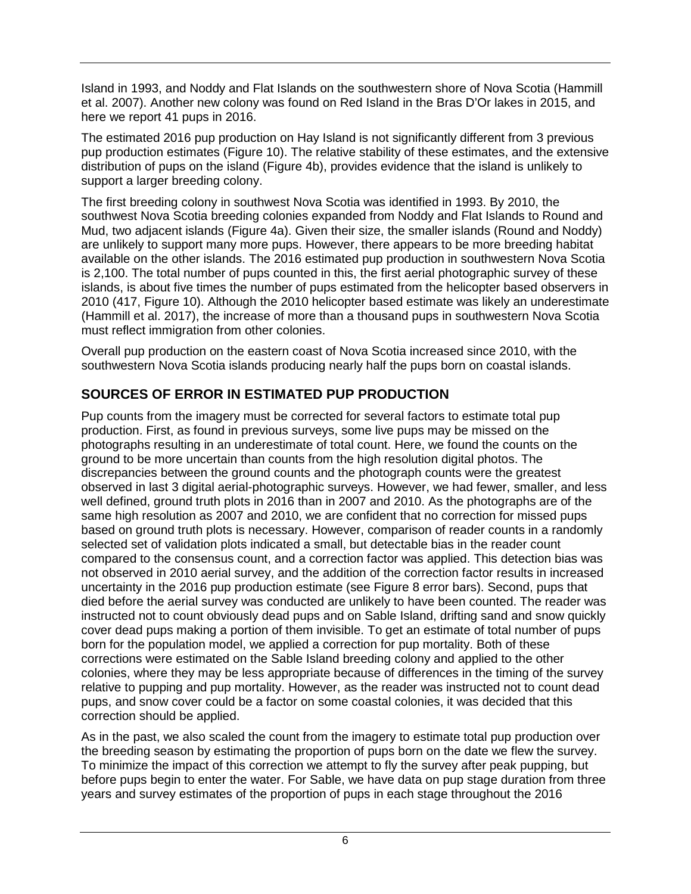Island in 1993, and Noddy and Flat Islands on the southwestern shore of Nova Scotia (Hammill et al. 2007). Another new colony was found on Red Island in the Bras D'Or lakes in 2015, and here we report 41 pups in 2016.

The estimated 2016 pup production on Hay Island is not significantly different from 3 previous pup production estimates (Figure 10). The relative stability of these estimates, and the extensive distribution of pups on the island (Figure 4b), provides evidence that the island is unlikely to support a larger breeding colony.

The first breeding colony in southwest Nova Scotia was identified in 1993. By 2010, the southwest Nova Scotia breeding colonies expanded from Noddy and Flat Islands to Round and Mud, two adjacent islands (Figure 4a). Given their size, the smaller islands (Round and Noddy) are unlikely to support many more pups. However, there appears to be more breeding habitat available on the other islands. The 2016 estimated pup production in southwestern Nova Scotia is 2,100. The total number of pups counted in this, the first aerial photographic survey of these islands, is about five times the number of pups estimated from the helicopter based observers in 2010 (417, Figure 10). Although the 2010 helicopter based estimate was likely an underestimate (Hammill et al. 2017), the increase of more than a thousand pups in southwestern Nova Scotia must reflect immigration from other colonies.

Overall pup production on the eastern coast of Nova Scotia increased since 2010, with the southwestern Nova Scotia islands producing nearly half the pups born on coastal islands.

## SOURCES OF ERROR IN ESTIMATED PUP PRODUCTION

Pup counts from the imagery must be corrected for several factors to estimate total pup production. First, as found in previous surveys, some live pups may be missed on the photographs resulting in an underestimate of total count. Here, we found the counts on the ground to be more uncertain than counts from the high resolution digital photos. The discrepancies between the ground counts and the photograph counts were the greatest observed in last 3 digital aerial-photographic surveys. However, we had fewer, smaller, and less well defined, ground truth plots in 2016 than in 2007 and 2010. As the photographs are of the same high resolution as 2007 and 2010, we are confident that no correction for missed pups based on ground truth plots is necessary. However, comparison of reader counts in a randomly selected set of validation plots indicated a small, but detectable bias in the reader count compared to the consensus count, and a correction factor was applied. This detection bias was not observed in 2010 aerial survey, and the addition of the correction factor results in increased uncertainty in the 2016 pup production estimate (see Figure 8 error bars). Second, pups that died before the aerial survey was conducted are unlikely to have been counted. The reader was instructed not to count obviously dead pups and on Sable Island, drifting sand and snow quickly cover dead pups making a portion of them invisible. To get an estimate of total number of pups born for the population model, we applied a correction for pup mortality. Both of these corrections were estimated on the Sable Island breeding colony and applied to the other colonies, where they may be less appropriate because of differences in the timing of the survey relative to pupping and pup mortality. However, as the reader was instructed not to count dead pups, and snow cover could be a factor on some coastal colonies, it was decided that this correction should be applied.

As in the past, we also scaled the count from the imagery to estimate total pup production over the breeding season by estimating the proportion of pups born on the date we flew the survey. To minimize the impact of this correction we attempt to fly the survey after peak pupping, but before pups begin to enter the water. For Sable, we have data on pup stage duration from three years and survey estimates of the proportion of pups in each stage throughout the 2016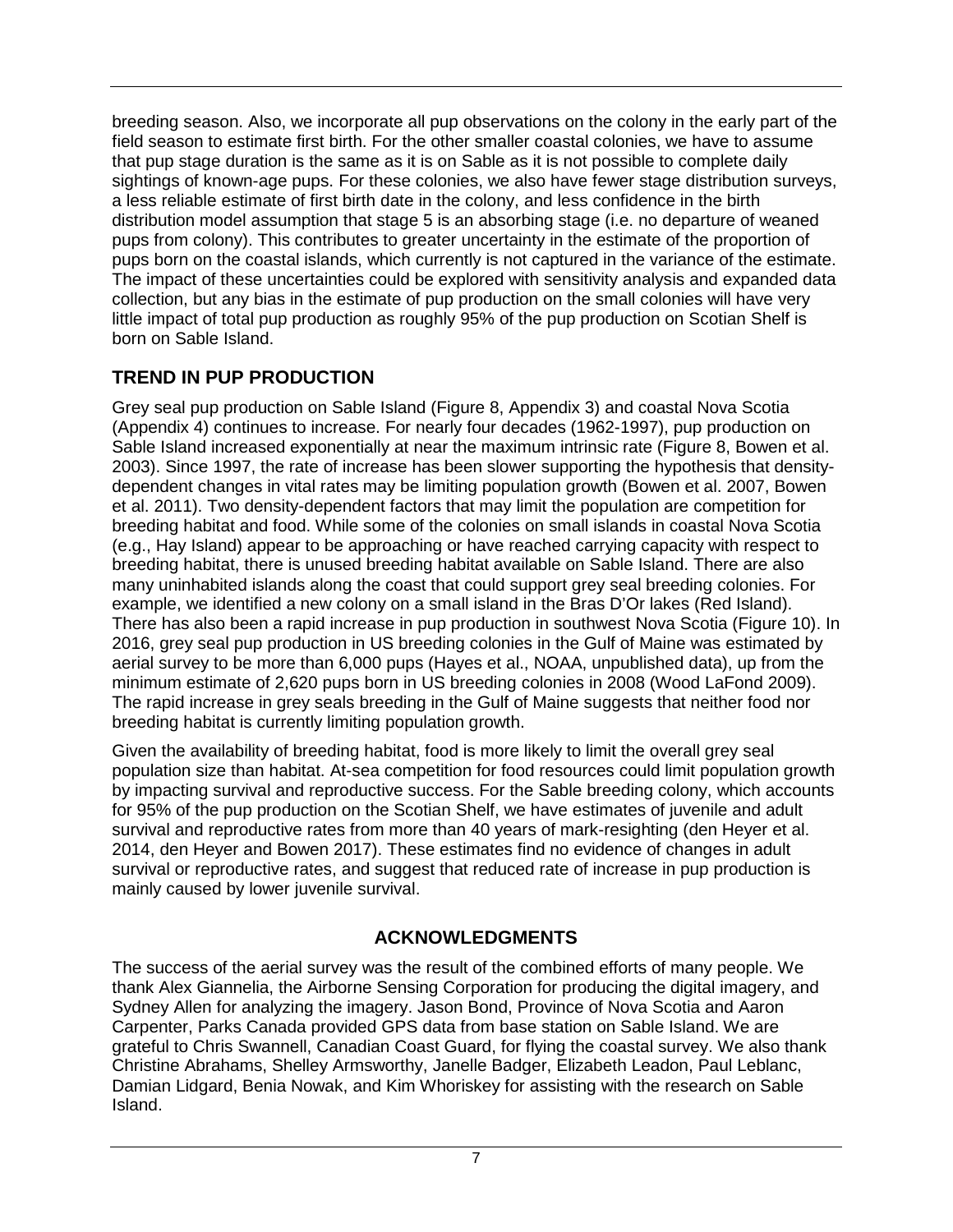breeding season. Also, we incorporate all pup observations on the colony in the early part of the field season to estimate first birth. For the other smaller coastal colonies, we have to assume that pup stage duration is the same as it is on Sable as it is not possible to complete daily sightings of known-age pups. For these colonies, we also have fewer stage distribution surveys, a less reliable estimate of first birth date in the colony, and less confidence in the birth distribution model assumption that stage 5 is an absorbing stage (i.e. no departure of weaned pups from colony). This contributes to greater uncertainty in the estimate of the proportion of pups born on the coastal islands, which currently is not captured in the variance of the estimate. The impact of these uncertainties could be explored with sensitivity analysis and expanded data collection, but any bias in the estimate of pup production on the small colonies will have very little impact of total pup production as roughly 95% of the pup production on Scotian Shelf is born on Sable Island.

## TREND IN PUP PRODUCTION

Grey seal pup production on Sable Island (Figure 8, Appendix 3) and coastal Nova Scotia (Appendix 4) continues to increase. For nearly four decades (1962-1997), pup production on Sable Island increased exponentially at near the maximum intrinsic rate (Figure 8, Bowen et al. 2003). Since 1997, the rate of increase has been slower supporting the hypothesis that density-dependent changes in vital rates may be limiting population growth (Bowen et al. 2007, Bowen et al. 2011). Two density-dependent factors that may limit the population are competition for breeding habitat and food. While some of the colonies on small islands in coastal Nova Scotia (e.g., Hay Island) appear to be approaching or have reached carrying capacity with respect to breeding habitat, there is unused breeding habitat available on Sable Island. There are also many uninhabited islands along the coast that could support grey seal breeding colonies. For example, we identified a new colony on a small island in the Bras D'Or lakes (Red Island). There has also been a rapid increase in pup production in southwest Nova Scotia (Figure 10). In 2016, grey seal pup production in US breeding colonies in the Gulf of Maine was estimated by aerial survey to be more than 6,000 pups (Hayes et al., NOAA, unpublished data), up from the minimum estimate of 2,620 pups born in US breeding colonies in 2008 (Wood LaFond 2009). The rapid increase in grey seals breeding in the Gulf of Maine suggests that neither food nor breeding habitat is currently limiting population growth.

Given the availability of breeding habitat, food is more likely to limit the overall grey seal population size than habitat. At-sea competition for food resources could limit population growth by impacting survival and reproductive success. For the Sable breeding colony, which accounts for 95% of the pup production on the Scotian Shelf, we have estimates of juvenile and adult survival and reproductive rates from more than 40 years of mark-resighting (den Heyer et al. 2014, den Heyer and Bowen 2017). These estimates find no evidence of changes in adult survival or reproductive rates, and suggest that reduced rate of increase in pup production is mainly caused by lower juvenile survival.

## ACKNOWLEDGMENTS

The success of the aerial survey was the result of the combined efforts of many people. We thank Alex Giannelia, the Airborne Sensing Corporation for producing the digital imagery, and Sydney Allen for analyzing the imagery. Jason Bond, Province of Nova Scotia and Aaron Carpenter, Parks Canada provided GPS data from base station on Sable Island. We are grateful to Chris Swannell, Canadian Coast Guard, for flying the coastal survey. We also thank Christine Abrahams, Shelley Armsworthy, Janelle Badger, Elizabeth Leadon, Paul Leblanc, Damian Lidgard, Benia Nowak, and Kim Whoriskey for assisting with the research on Sable Island.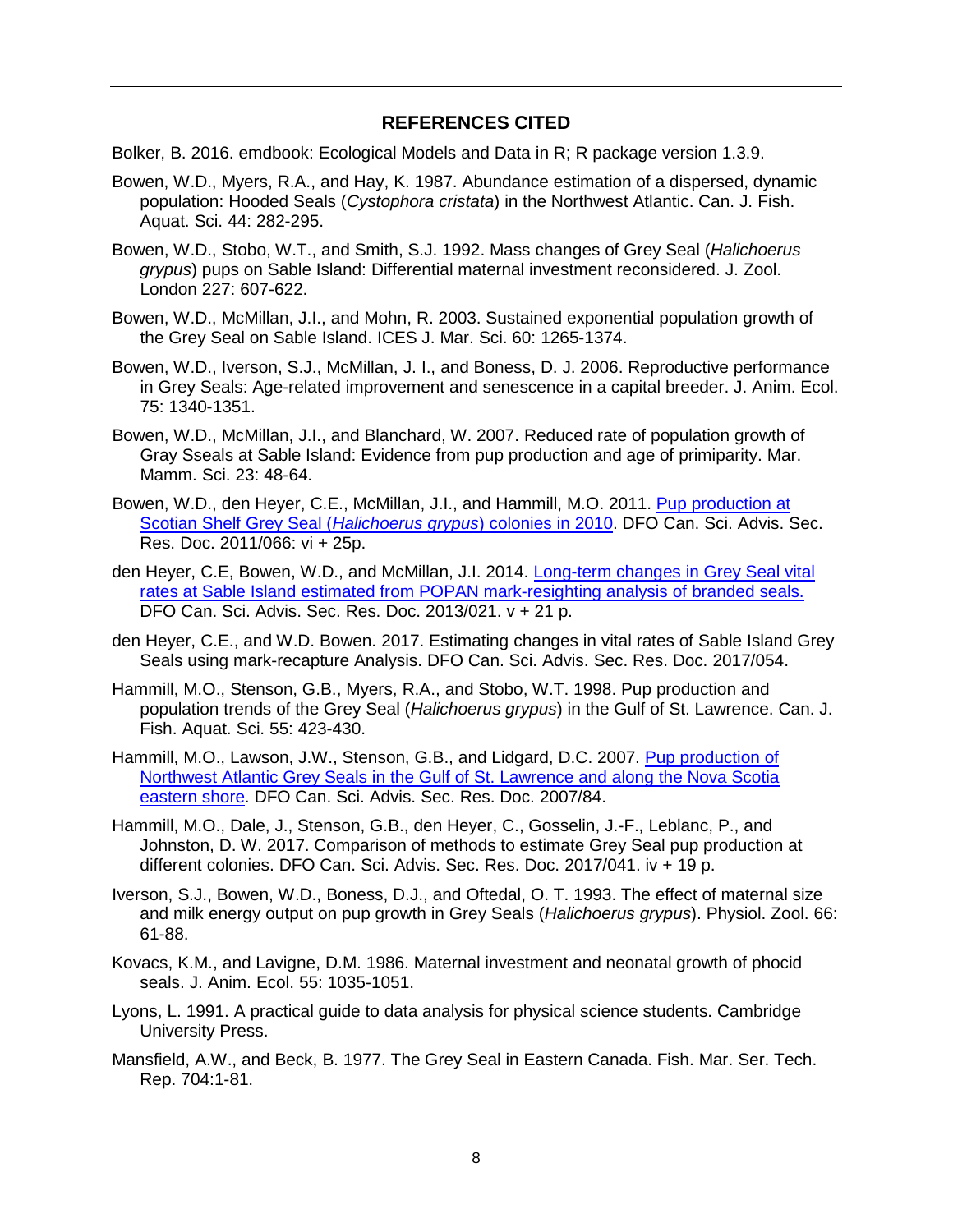## REFERENCES CITED

Bolker, B. 2016. emdbook: Ecological Models and Data in R; R package version 1.3.9.

Bowen, W.D., Myers, R.A., and Hay, K. 1987. Abundance estimation of a dispersed, dynamic population: Hooded Seals (*Cystophora cristata*) in the Northwest Atlantic. Can. J. Fish. Aquat. Sci. 44: 282-295.

Bowen, W.D., Stobo, W.T., and Smith, S.J. 1992. Mass changes of Grey Seal (*Halichoerus grypus*) pups on Sable Island: Differential maternal investment reconsidered. J. Zool. London 227: 607-622.

Bowen, W.D., McMillan, J.I., and Mohn, R. 2003. Sustained exponential population growth of the Grey Seal on Sable Island. ICES J. Mar. Sci. 60: 1265-1374.

Bowen, W.D., Iverson, S.J., McMillan, J. I., and Boness, D. J. 2006. Reproductive performance in Grey Seals: Age-related improvement and senescence in a capital breeder. J. Anim. Ecol. 75: 1340-1351.

Bowen, W.D., McMillan, J.I., and Blanchard, W. 2007. Reduced rate of population growth of Gray Sseals at Sable Island: Evidence from pup production and age of primiparity. Mar. Mamm. Sci. 23: 48-64.

Bowen, W.D., den Heyer, C.E., McMillan, J.I., and Hammill, M.O. 2011. Pup production at Scotian Shelf Grey Seal (*Halichoerus grypus*) colonies in 2010. DFO Can. Sci. Advis. Sec. Res. Doc. 2011/066: vi + 25p.

den Heyer, C.E, Bowen, W.D., and McMillan, J.I. 2014. Long-term changes in Grey Seal vital rates at Sable Island estimated from POPAN mark-resighting analysis of branded seals. DFO Can. Sci. Advis. Sec. Res. Doc. 2013/021. v + 21 p.

den Heyer, C.E., and W.D. Bowen. 2017. Estimating changes in vital rates of Sable Island Grey Seals using mark-recapture Analysis. DFO Can. Sci. Advis. Sec. Res. Doc. 2017/054.

Hammill, M.O., Stenson, G.B., Myers, R.A., and Stobo, W.T. 1998. Pup production and population trends of the Grey Seal (*Halichoerus grypus*) in the Gulf of St. Lawrence. Can. J. Fish. Aquat. Sci. 55: 423-430.

Hammill, M.O., Lawson, J.W., Stenson, G.B., and Lidgard, D.C. 2007. Pup production of Northwest Atlantic Grey Seals in the Gulf of St. Lawrence and along the Nova Scotia eastern shore. DFO Can. Sci. Advis. Sec. Res. Doc. 2007/84.

Hammill, M.O., Dale, J., Stenson, G.B., den Heyer, C., Gosselin, J.-F., Leblanc, P., and Johnston, D. W. 2017. Comparison of methods to estimate Grey Seal pup production at different colonies. DFO Can. Sci. Advis. Sec. Res. Doc. 2017/041. iv + 19 p.

Iverson, S.J., Bowen, W.D., Boness, D.J., and Oftedal, O. T. 1993. The effect of maternal size and milk energy output on pup growth in Grey Seals (*Halichoerus grypus*). Physiol. Zool. 66: 61-88.

Kovacs, K.M., and Lavigne, D.M. 1986. Maternal investment and neonatal growth of phocid seals. J. Anim. Ecol. 55: 1035-1051.

Lyons, L. 1991. A practical guide to data analysis for physical science students. Cambridge University Press.

Mansfield, A.W., and Beck, B. 1977. The Grey Seal in Eastern Canada. Fish. Mar. Ser. Tech. Rep. 704:1-81.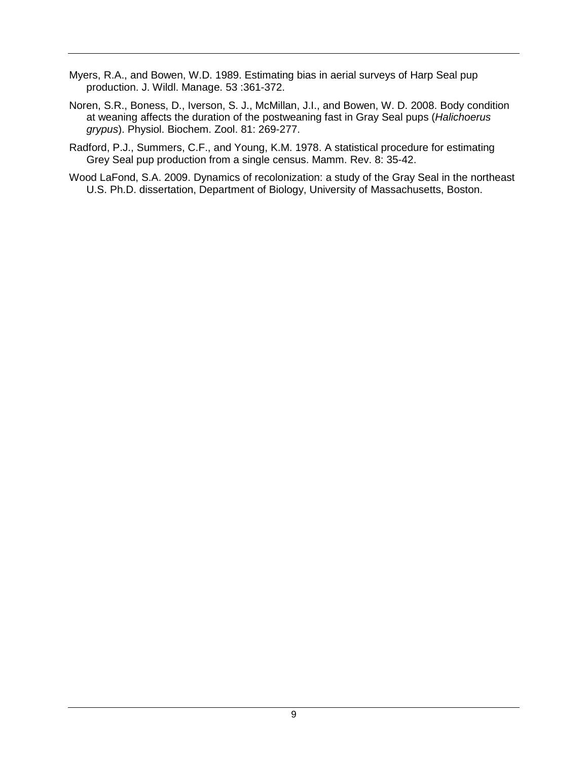Myers, R.A., and Bowen, W.D. 1989. Estimating bias in aerial surveys of Harp Seal pup production. J. Wildl. Manage. 53 :361-372.

Noren, S.R., Boness, D., Iverson, S. J., McMillan, J.I., and Bowen, W. D. 2008. Body condition at weaning affects the duration of the postweaning fast in Gray Seal pups (*Halichoerus grypus*). Physiol. Biochem. Zool. 81: 269-277.

Radford, P.J., Summers, C.F., and Young, K.M. 1978. A statistical procedure for estimating Grey Seal pup production from a single census. Mamm. Rev. 8: 35-42.

Wood LaFond, S.A. 2009. Dynamics of recolonization: a study of the Gray Seal in the northeast U.S. Ph.D. dissertation, Department of Biology, University of Massachusetts, Boston.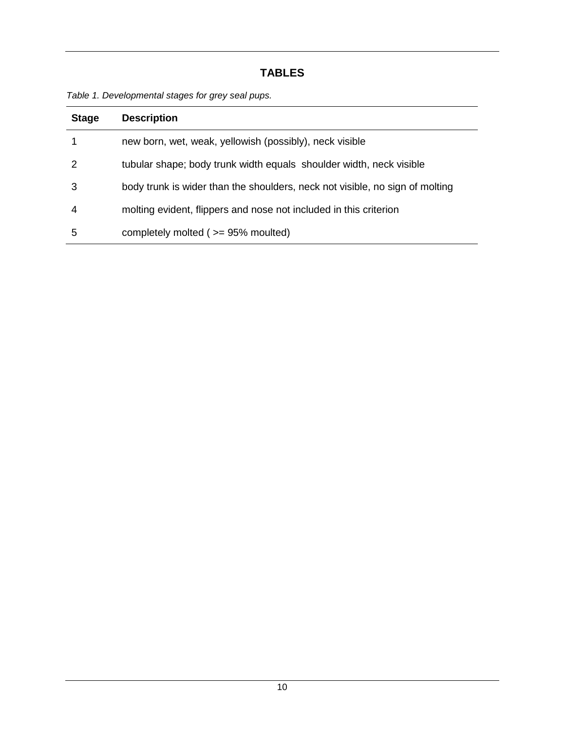# TABLES

*Table 1. Developmental stages for grey seal pups.*

| Stage | Description |
|---|---|
| 1 | new born, wet, weak, yellowish (possibly), neck visible |
| 2 | tubular shape; body trunk width equals shoulder width, neck visible |
| 3 | body trunk is wider than the shoulders, neck not visible, no sign of molting |
| 4 | molting evident, flippers and nose not included in this criterion |
| 5 | completely molted ( >= 95% moulted) |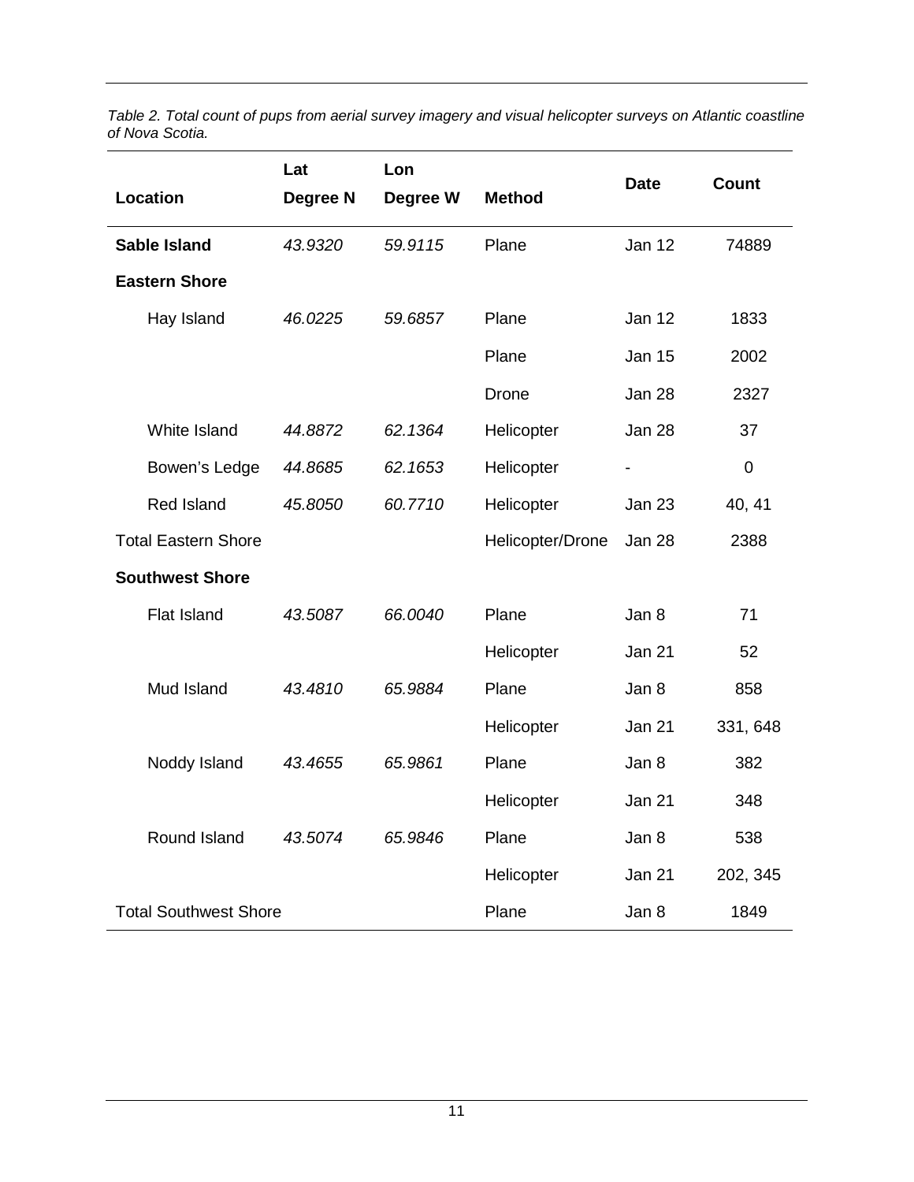*Table 2. Total count of pups from aerial survey imagery and visual helicopter surveys on Atlantic coastline of Nova Scotia.*

| Location | Lat Degree N | Lon Degree W | Method | Date | Count |
|---|---|---|---|---|---|
| **Sable Island** | *43.9320* | *59.9115* | Plane | Jan 12 | 74889 |
| **Eastern Shore** | | | | | |
| Hay Island | *46.0225* | *59.6857* | Plane | Jan 12 | 1833 |
| | | | Plane | Jan 15 | 2002 |
| | | | Drone | Jan 28 | 2327 |
| White Island | *44.8872* | *62.1364* | Helicopter | Jan 28 | 37 |
| Bowen's Ledge | *44.8685* | *62.1653* | Helicopter | - | 0 |
| Red Island | *45.8050* | *60.7710* | Helicopter | Jan 23 | 40, 41 |
| Total Eastern Shore | | | Helicopter/Drone | Jan 28 | 2388 |
| **Southwest Shore** | | | | | |
| Flat Island | *43.5087* | *66.0040* | Plane | Jan 8 | 71 |
| | | | Helicopter | Jan 21 | 52 |
| Mud Island | *43.4810* | *65.9884* | Plane | Jan 8 | 858 |
| | | | Helicopter | Jan 21 | 331, 648 |
| Noddy Island | *43.4655* | *65.9861* | Plane | Jan 8 | 382 |
| | | | Helicopter | Jan 21 | 348 |
| Round Island | *43.5074* | *65.9846* | Plane | Jan 8 | 538 |
| | | | Helicopter | Jan 21 | 202, 345 |
| Total Southwest Shore | | | Plane | Jan 8 | 1849 |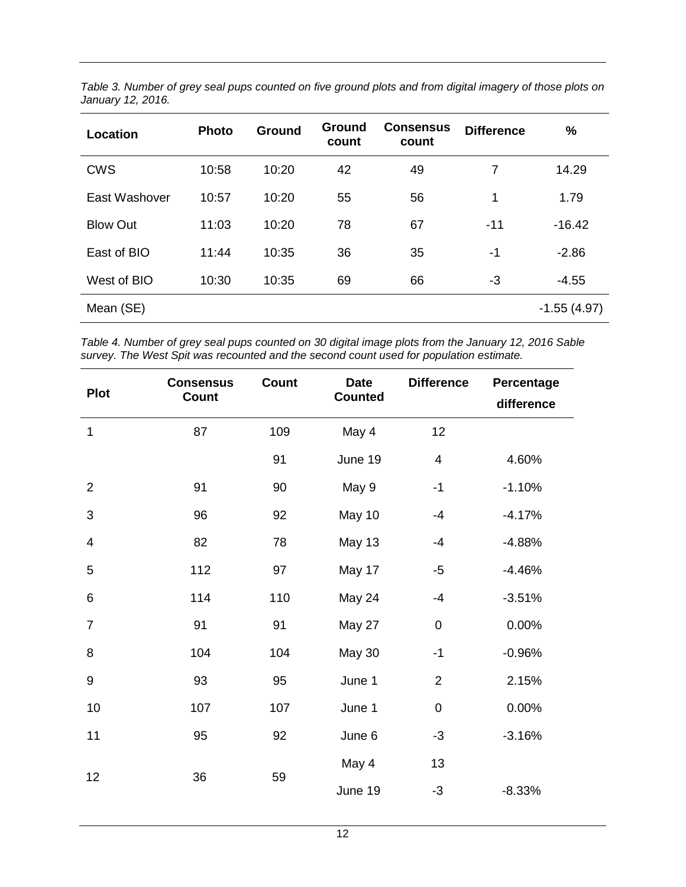*Table 3. Number of grey seal pups counted on five ground plots and from digital imagery of those plots on January 12, 2016.*

| Location | Photo | Ground | Ground count | Consensus count | Difference | % |
|---|---|---|---|---|---|---|
| CWS | 10:58 | 10:20 | 42 | 49 | 7 | 14.29 |
| East Washover | 10:57 | 10:20 | 55 | 56 | 1 | 1.79 |
| Blow Out | 11:03 | 10:20 | 78 | 67 | -11 | -16.42 |
| East of BIO | 11:44 | 10:35 | 36 | 35 | -1 | -2.86 |
| West of BIO | 10:30 | 10:35 | 69 | 66 | -3 | -4.55 |
| Mean (SE) | | | | | | -1.55 (4.97) |

*Table 4. Number of grey seal pups counted on 30 digital image plots from the January 12, 2016 Sable survey. The West Spit was recounted and the second count used for population estimate.*

| Plot | Consensus Count | Count | Date Counted | Difference | Percentage difference |
|---|---|---|---|---|---|
| 1 | 87 | 109 | May 4 | 12 | |
| | | 91 | June 19 | 4 | 4.60% |
| 2 | 91 | 90 | May 9 | -1 | -1.10% |
| 3 | 96 | 92 | May 10 | -4 | -4.17% |
| 4 | 82 | 78 | May 13 | -4 | -4.88% |
| 5 | 112 | 97 | May 17 | -5 | -4.46% |
| 6 | 114 | 110 | May 24 | -4 | -3.51% |
| 7 | 91 | 91 | May 27 | 0 | 0.00% |
| 8 | 104 | 104 | May 30 | -1 | -0.96% |
| 9 | 93 | 95 | June 1 | 2 | 2.15% |
| 10 | 107 | 107 | June 1 | 0 | 0.00% |
| 11 | 95 | 92 | June 6 | -3 | -3.16% |
| 12 | 36 | 59 | May 4 | 13 | |
| | | | June 19 | -3 | -8.33% |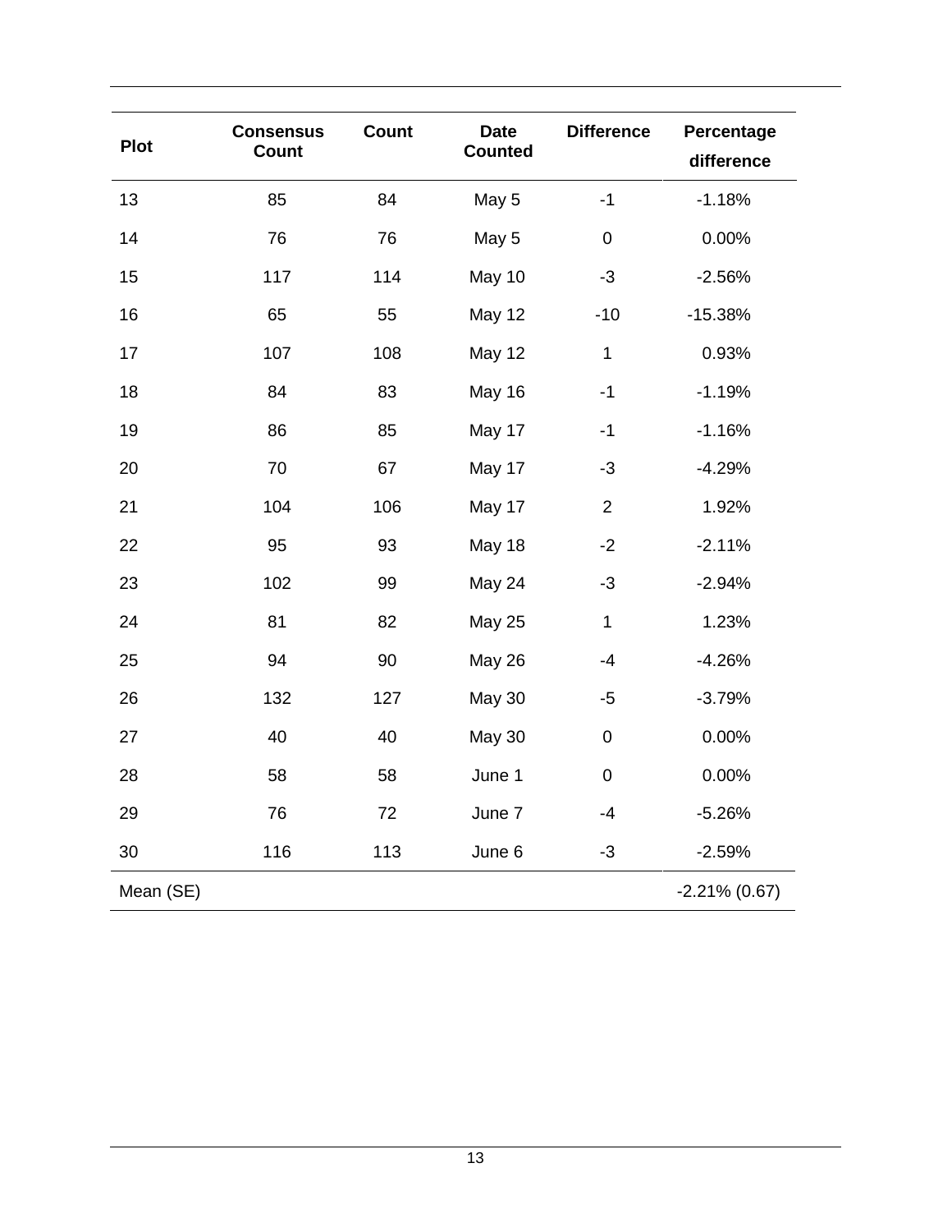| Plot | Consensus Count | Count | Date Counted | Difference | Percentage difference |
|---|---|---|---|---|---|
| 13 | 85 | 84 | May 5 | -1 | -1.18% |
| 14 | 76 | 76 | May 5 | 0 | 0.00% |
| 15 | 117 | 114 | May 10 | -3 | -2.56% |
| 16 | 65 | 55 | May 12 | -10 | -15.38% |
| 17 | 107 | 108 | May 12 | 1 | 0.93% |
| 18 | 84 | 83 | May 16 | -1 | -1.19% |
| 19 | 86 | 85 | May 17 | -1 | -1.16% |
| 20 | 70 | 67 | May 17 | -3 | -4.29% |
| 21 | 104 | 106 | May 17 | 2 | 1.92% |
| 22 | 95 | 93 | May 18 | -2 | -2.11% |
| 23 | 102 | 99 | May 24 | -3 | -2.94% |
| 24 | 81 | 82 | May 25 | 1 | 1.23% |
| 25 | 94 | 90 | May 26 | -4 | -4.26% |
| 26 | 132 | 127 | May 30 | -5 | -3.79% |
| 27 | 40 | 40 | May 30 | 0 | 0.00% |
| 28 | 58 | 58 | June 1 | 0 | 0.00% |
| 29 | 76 | 72 | June 7 | -4 | -5.26% |
| 30 | 116 | 113 | June 6 | -3 | -2.59% |
| Mean (SE) | | | | | -2.21% (0.67) |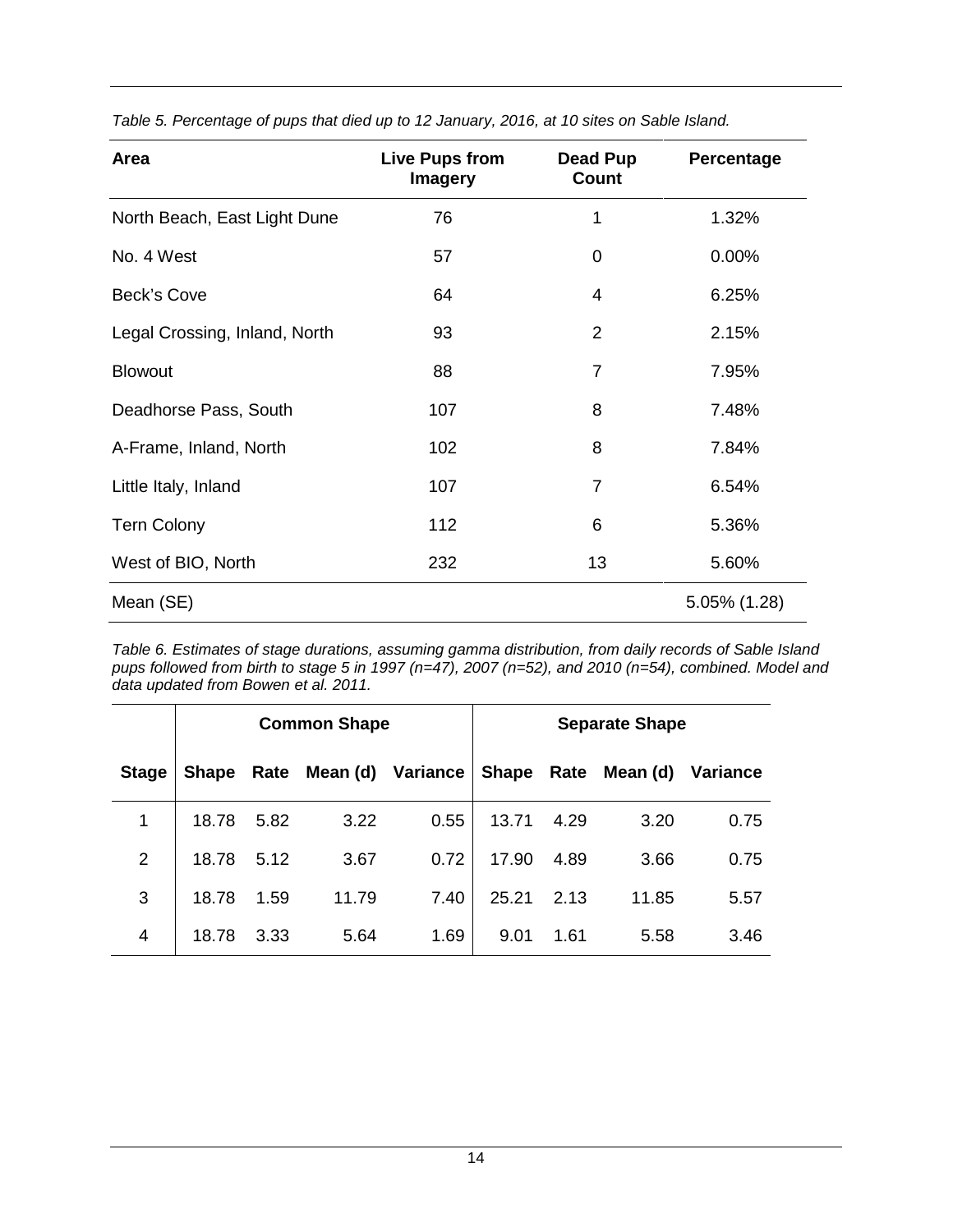*Table 5. Percentage of pups that died up to 12 January, 2016, at 10 sites on Sable Island.*

| Area | Live Pups from Imagery | Dead Pup Count | Percentage |
|---|---|---|---|
| North Beach, East Light Dune | 76 | 1 | 1.32% |
| No. 4 West | 57 | 0 | 0.00% |
| Beck's Cove | 64 | 4 | 6.25% |
| Legal Crossing, Inland, North | 93 | 2 | 2.15% |
| Blowout | 88 | 7 | 7.95% |
| Deadhorse Pass, South | 107 | 8 | 7.48% |
| A-Frame, Inland, North | 102 | 8 | 7.84% |
| Little Italy, Inland | 107 | 7 | 6.54% |
| Tern Colony | 112 | 6 | 5.36% |
| West of BIO, North | 232 | 13 | 5.60% |
| Mean (SE) | | | 5.05% (1.28) |

*Table 6. Estimates of stage durations, assuming gamma distribution, from daily records of Sable Island pups followed from birth to stage 5 in 1997 (n=47), 2007 (n=52), and 2010 (n=54), combined. Model and data updated from Bowen et al. 2011.*

| | Common Shape | | | | Separate Shape | | | |
|---|---|---|---|---|---|---|---|---|
| **Stage** | **Shape** | **Rate** | **Mean (d)** | **Variance** | **Shape** | **Rate** | **Mean (d)** | **Variance** |
| 1 | 18.78 | 5.82 | 3.22 | 0.55 | 13.71 | 4.29 | 3.20 | 0.75 |
| 2 | 18.78 | 5.12 | 3.67 | 0.72 | 17.90 | 4.89 | 3.66 | 0.75 |
| 3 | 18.78 | 1.59 | 11.79 | 7.40 | 25.21 | 2.13 | 11.85 | 5.57 |
| 4 | 18.78 | 3.33 | 5.64 | 1.69 | 9.01 | 1.61 | 5.58 | 3.46 |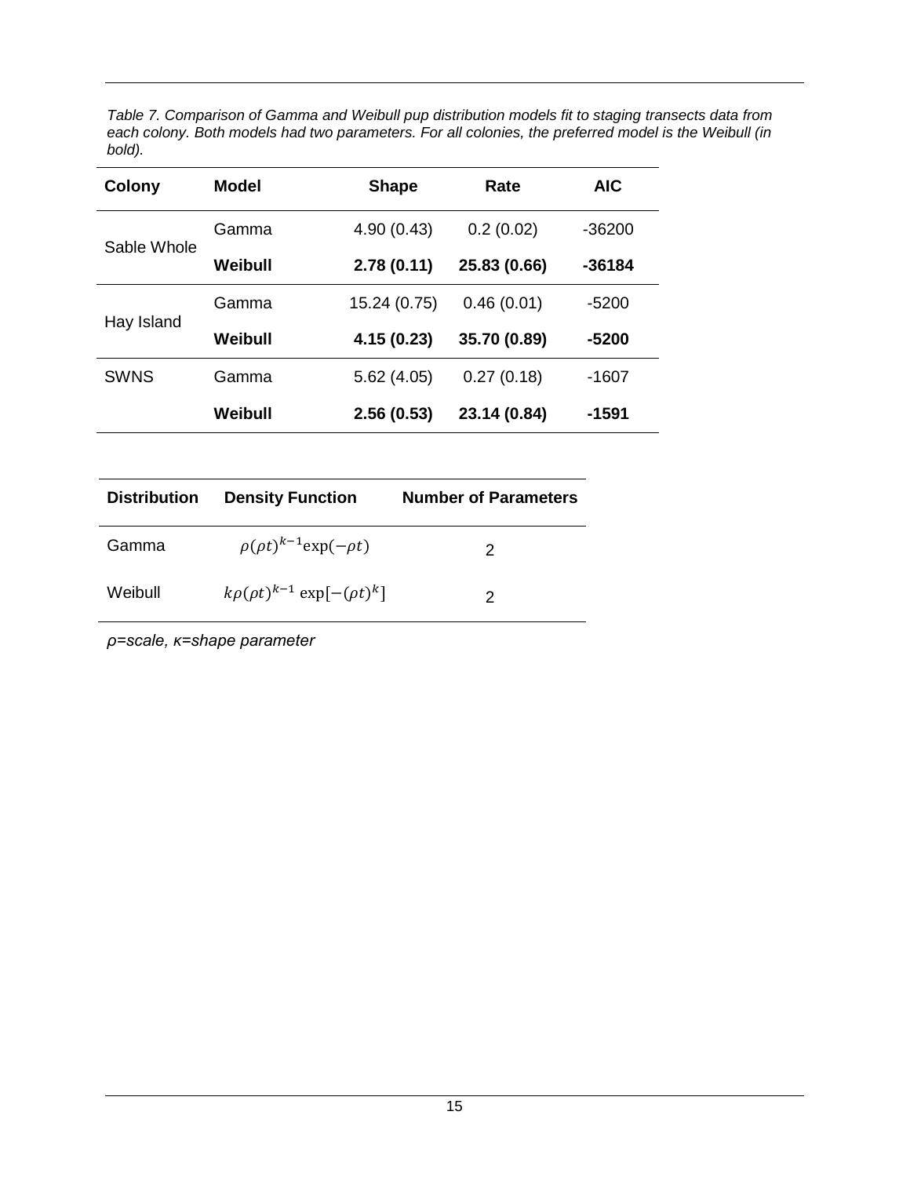*Table 7. Comparison of Gamma and Weibull pup distribution models fit to staging transects data from each colony. Both models had two parameters. For all colonies, the preferred model is the Weibull (in bold).*

| Colony | Model | Shape | Rate | AIC |
|---|---|---|---|---|
| Sable Whole | Gamma | 4.90 (0.43) | 0.2 (0.02) | -36200 |
| | **Weibull** | **2.78 (0.11)** | **25.83 (0.66)** | **-36184** |
| Hay Island | Gamma | 15.24 (0.75) | 0.46 (0.01) | -5200 |
| | **Weibull** | **4.15 (0.23)** | **35.70 (0.89)** | **-5200** |
| SWNS | Gamma | 5.62 (4.05) | 0.27 (0.18) | -1607 |
| | **Weibull** | **2.56 (0.53)** | **23.14 (0.84)** | **-1591** |

| Distribution | Density Function | Number of Parameters |
|---|---|---|
| Gamma | $\rho(\rho t)^{k-1}\exp(-\rho t)$ | 2 |
| Weibull | $k\rho(\rho t)^{k-1}\exp[-(\rho t)^{k}]$ | 2 |

*ρ=scale, κ=shape parameter*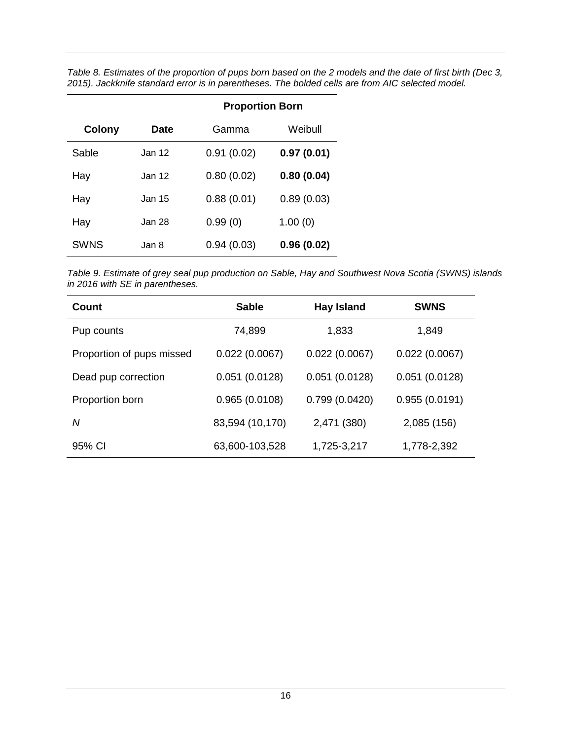*Table 8. Estimates of the proportion of pups born based on the 2 models and the date of first birth (Dec 3, 2015). Jackknife standard error is in parentheses. The bolded cells are from AIC selected model.*

| | | Proportion Born | |
|---|---|---|---|
| **Colony** | **Date** | Gamma | Weibull |
| Sable | Jan 12 | 0.91 (0.02) | **0.97 (0.01)** |
| Hay | Jan 12 | 0.80 (0.02) | **0.80 (0.04)** |
| Hay | Jan 15 | 0.88 (0.01) | 0.89 (0.03) |
| Hay | Jan 28 | 0.99 (0) | 1.00 (0) |
| SWNS | Jan 8 | 0.94 (0.03) | **0.96 (0.02)** |

*Table 9. Estimate of grey seal pup production on Sable, Hay and Southwest Nova Scotia (SWNS) islands in 2016 with SE in parentheses.*

| Count | Sable | Hay Island | SWNS |
|---|---|---|---|
| Pup counts | 74,899 | 1,833 | 1,849 |
| Proportion of pups missed | 0.022 (0.0067) | 0.022 (0.0067) | 0.022 (0.0067) |
| Dead pup correction | 0.051 (0.0128) | 0.051 (0.0128) | 0.051 (0.0128) |
| Proportion born | 0.965 (0.0108) | 0.799 (0.0420) | 0.955 (0.0191) |
| $N$ | 83,594 (10,170) | 2,471 (380) | 2,085 (156) |
| 95% CI | 63,600-103,528 | 1,725-3,217 | 1,778-2,392 |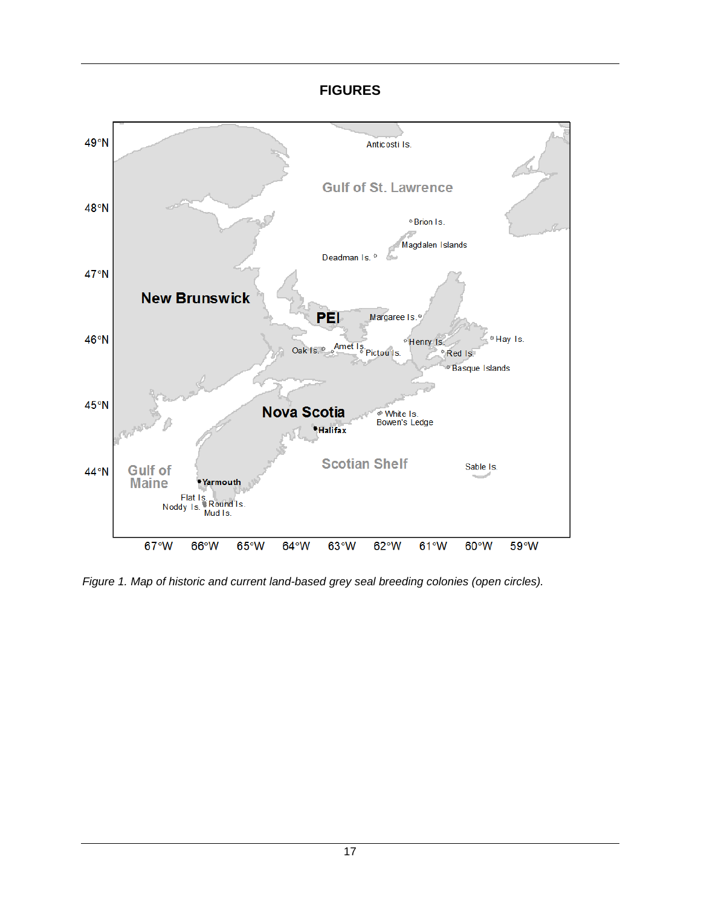# FIGURES

*Figure 1. Map of historic and current land-based grey seal breeding colonies (open circles).*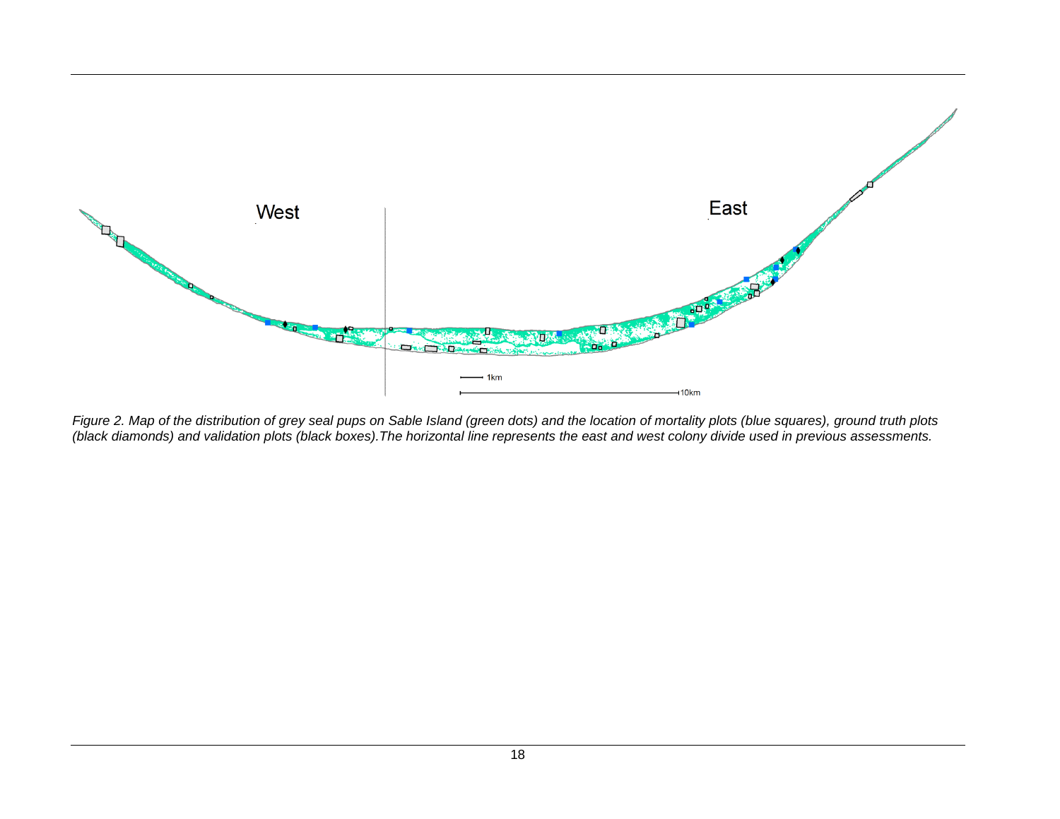*Figure 2. Map of the distribution of grey seal pups on Sable Island (green dots) and the location of mortality plots (blue squares), ground truth plots (black diamonds) and validation plots (black boxes).The horizontal line represents the east and west colony divide used in previous assessments.*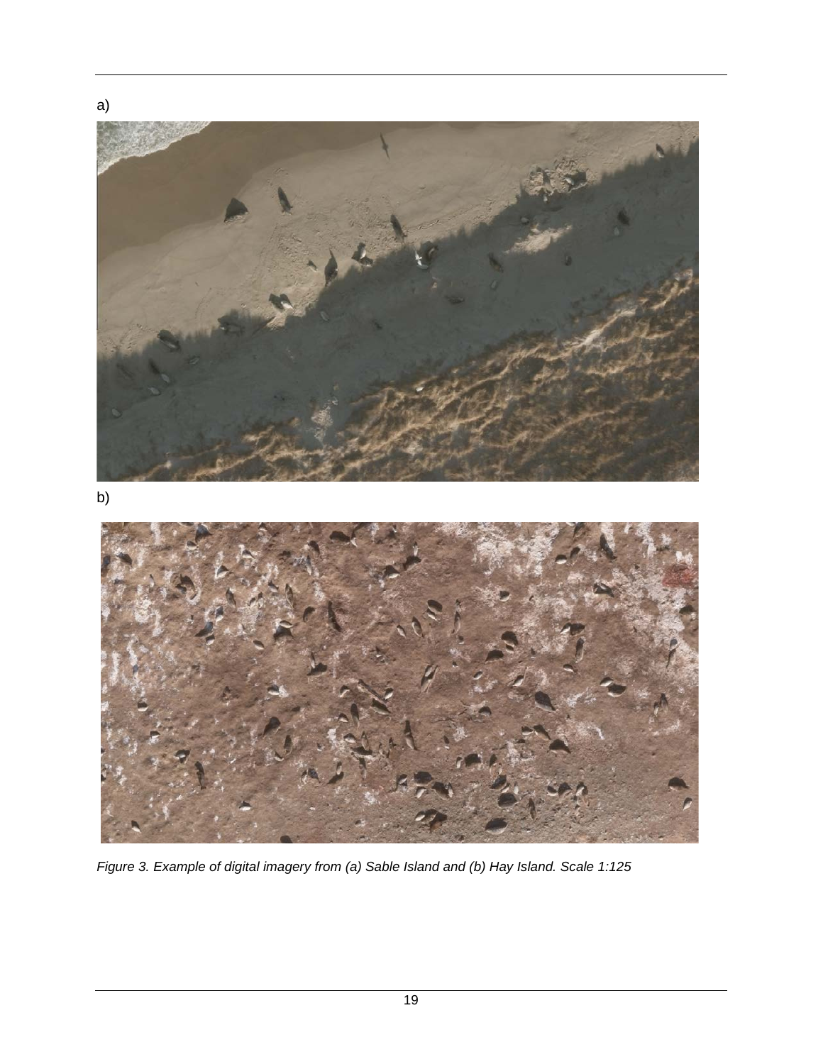a)

b)

*Figure 3. Example of digital imagery from (a) Sable Island and (b) Hay Island. Scale 1:125*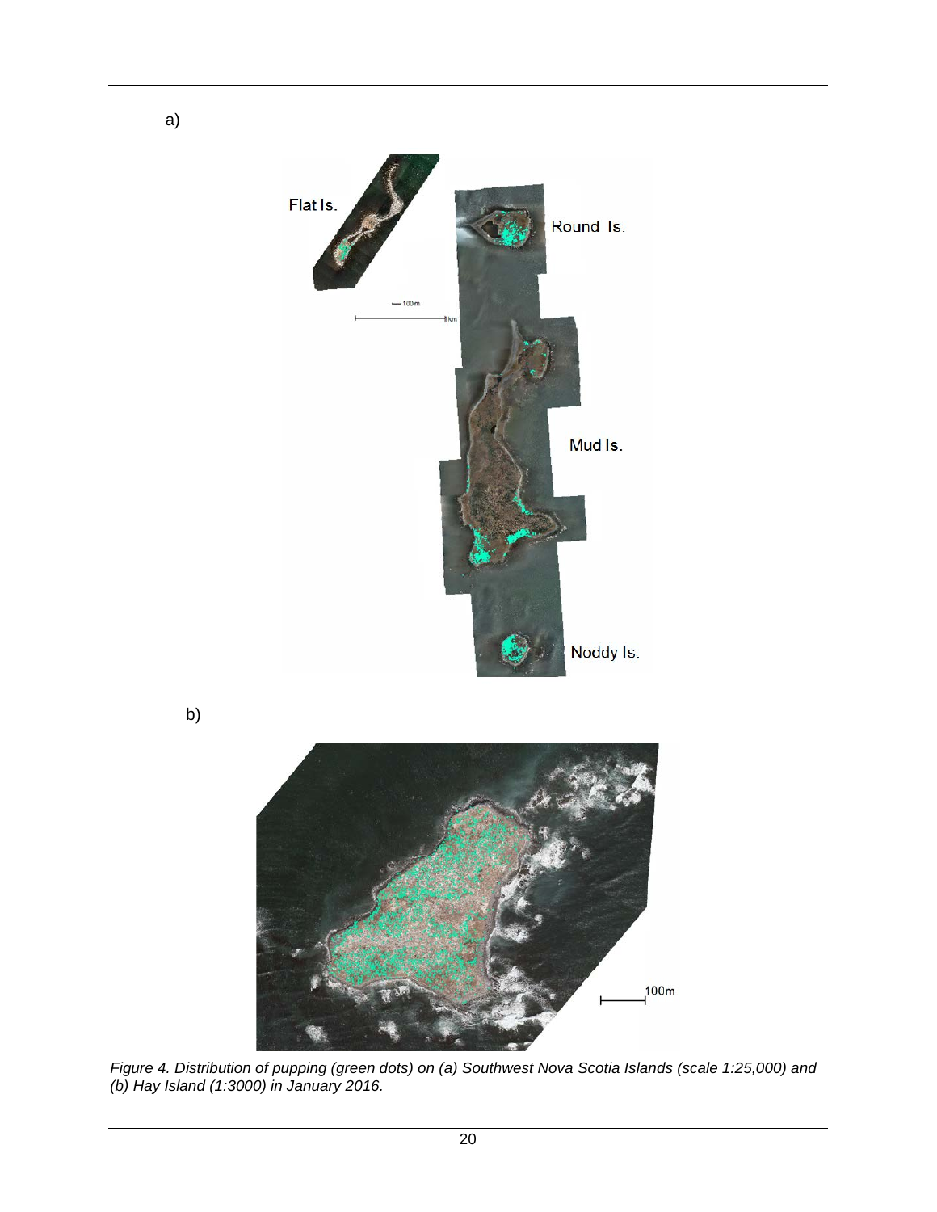a)

b)

*Figure 4. Distribution of pupping (green dots) on (a) Southwest Nova Scotia Islands (scale 1:25,000) and (b) Hay Island (1:3000) in January 2016.*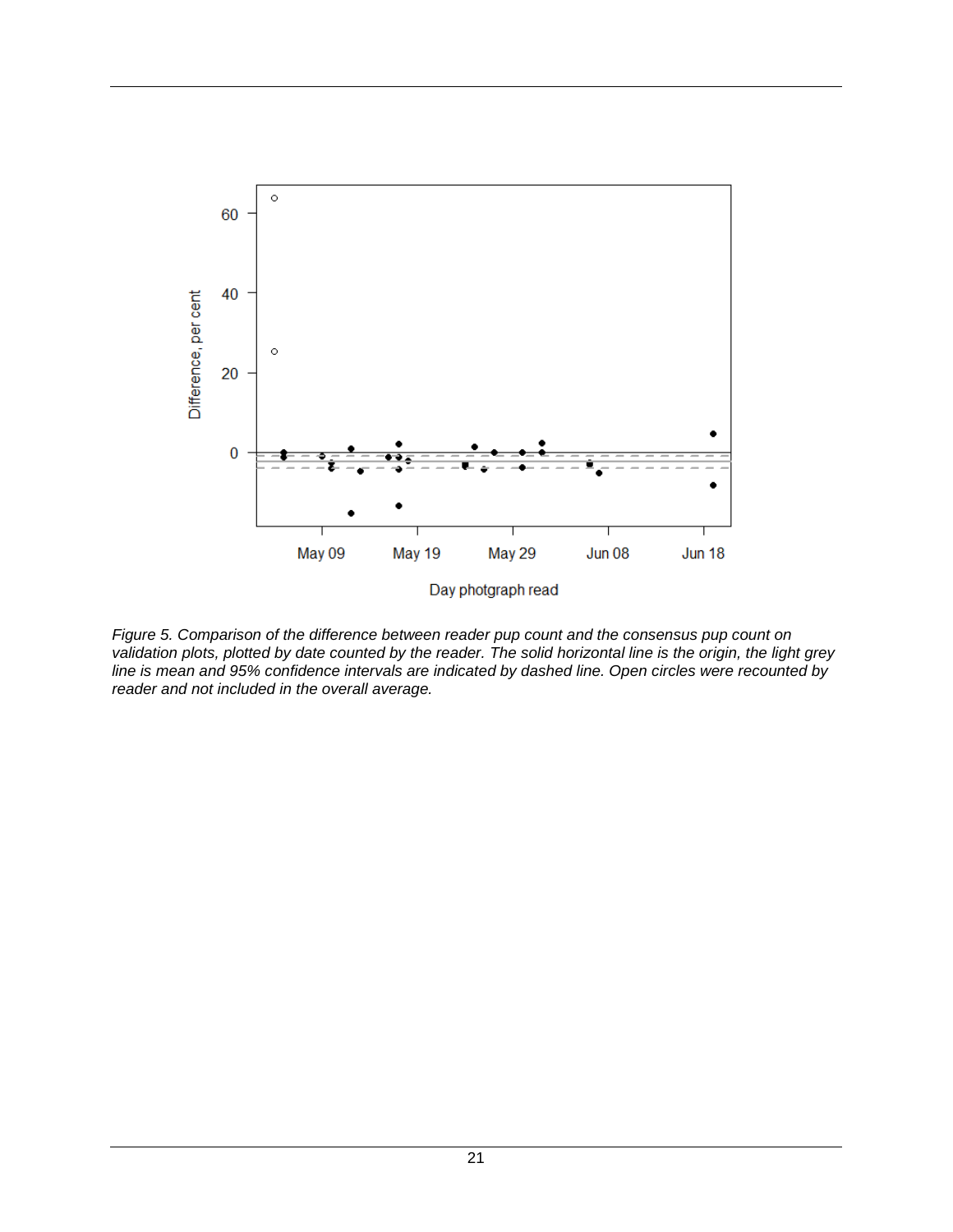Figure 5. Comparison of the difference between reader pup count and the consensus pup count on validation plots, plotted by date counted by the reader. The solid horizontal line is the origin, the light grey line is mean and 95% confidence intervals are indicated by dashed line. Open circles were recounted by reader and not included in the overall average.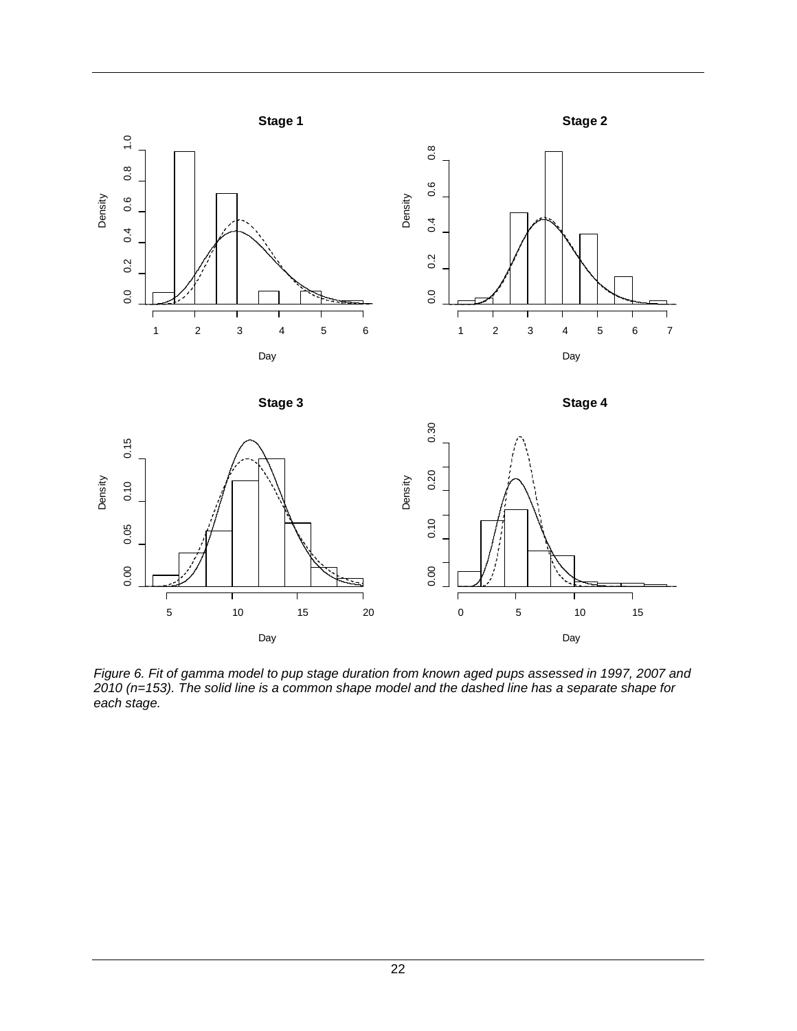*Figure 6. Fit of gamma model to pup stage duration from known aged pups assessed in 1997, 2007 and 2010 (n=153). The solid line is a common shape model and the dashed line has a separate shape for each stage.*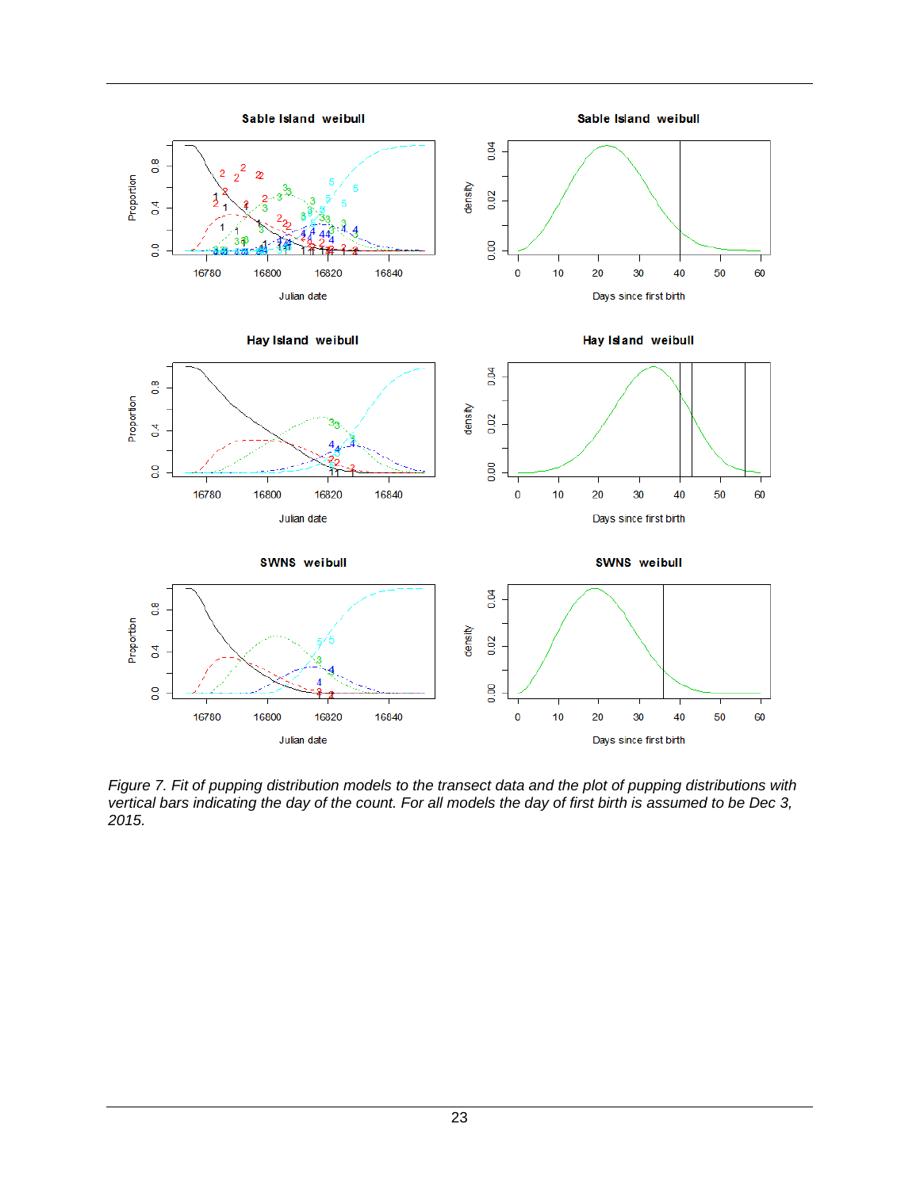*Figure 7. Fit of pupping distribution models to the transect data and the plot of pupping distributions with vertical bars indicating the day of the count. For all models the day of first birth is assumed to be Dec 3, 2015.*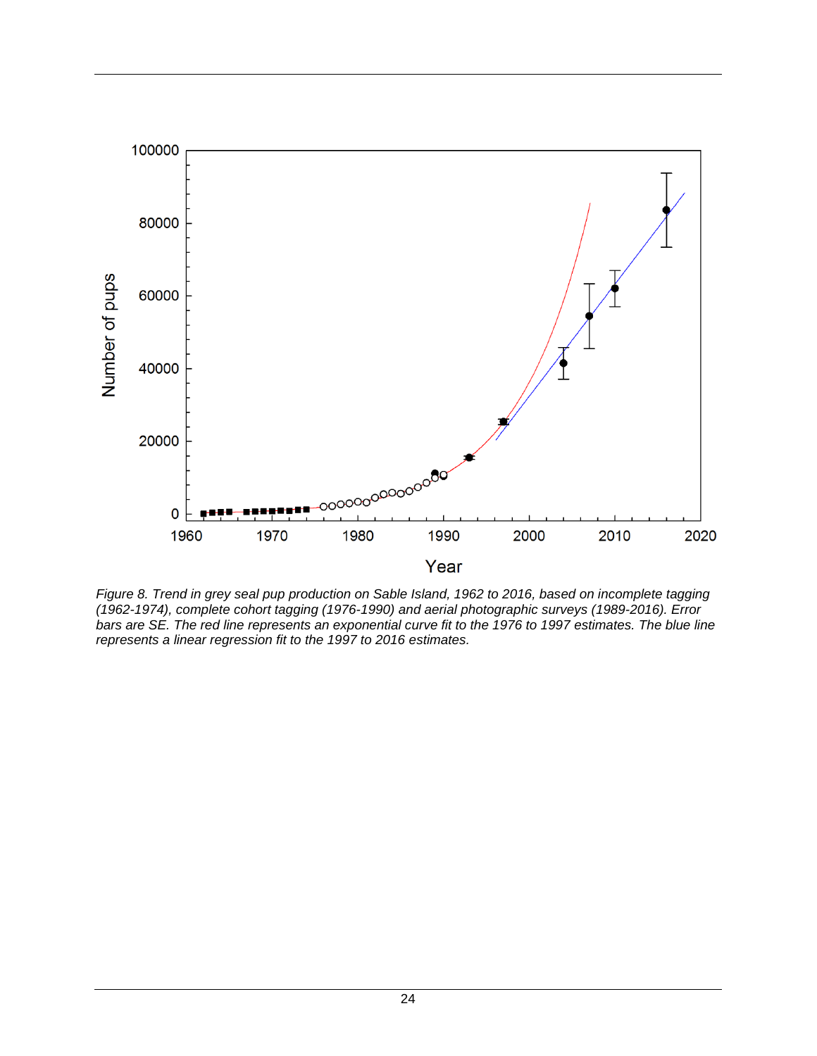*Figure 8. Trend in grey seal pup production on Sable Island, 1962 to 2016, based on incomplete tagging (1962-1974), complete cohort tagging (1976-1990) and aerial photographic surveys (1989-2016). Error bars are SE. The red line represents an exponential curve fit to the 1976 to 1997 estimates. The blue line represents a linear regression fit to the 1997 to 2016 estimates.*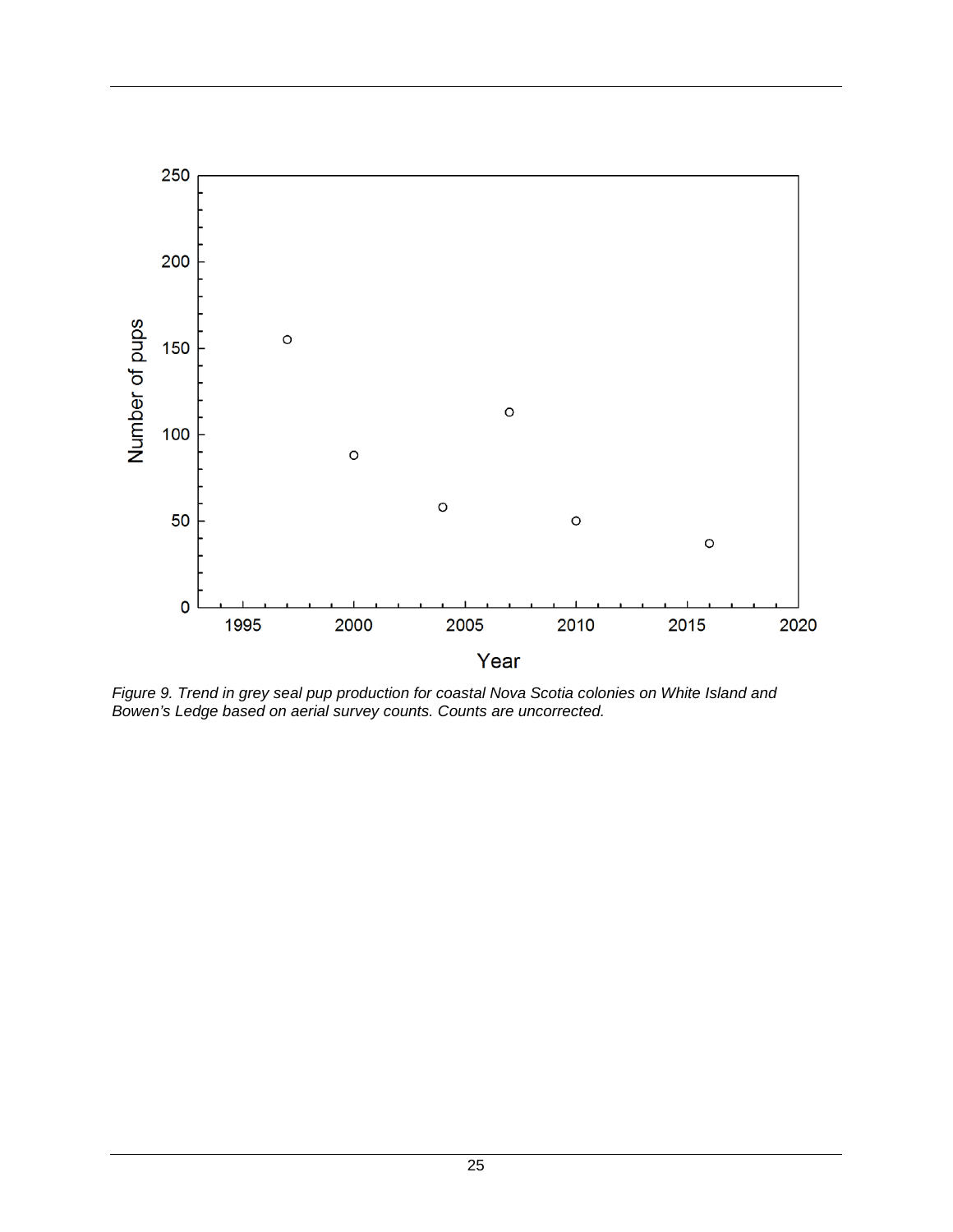*Figure 9. Trend in grey seal pup production for coastal Nova Scotia colonies on White Island and Bowen's Ledge based on aerial survey counts. Counts are uncorrected.*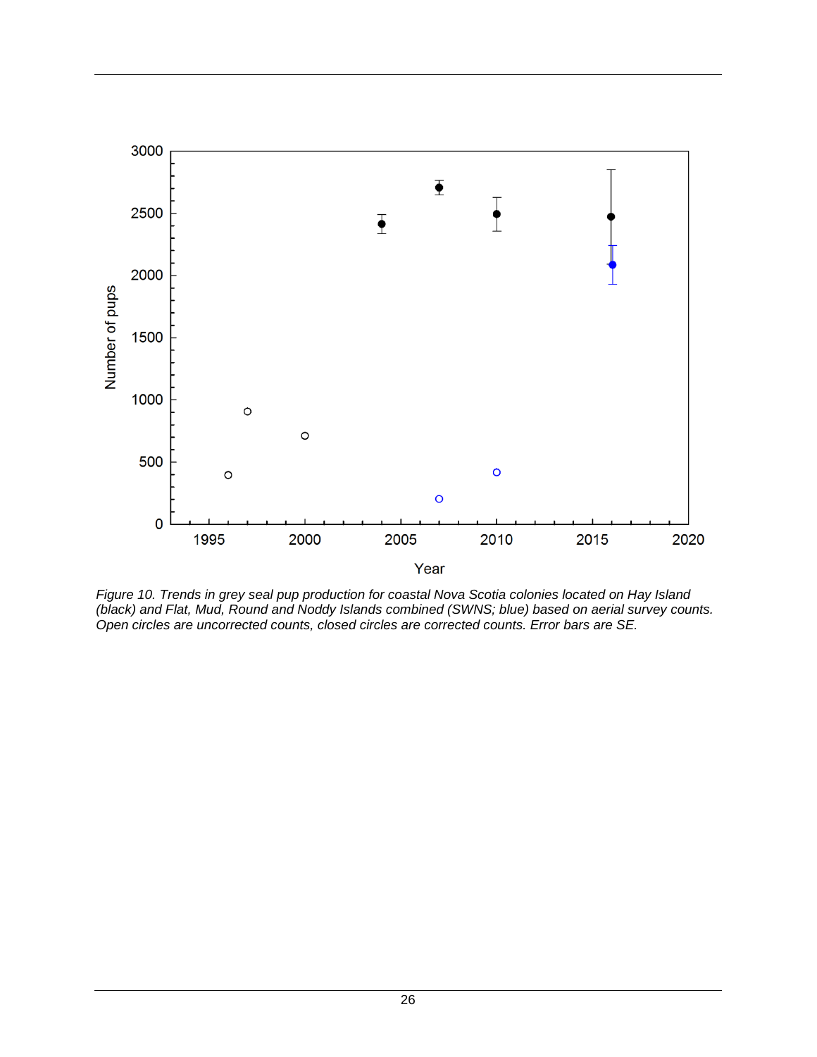*Figure 10. Trends in grey seal pup production for coastal Nova Scotia colonies located on Hay Island (black) and Flat, Mud, Round and Noddy Islands combined (SWNS; blue) based on aerial survey counts. Open circles are uncorrected counts, closed circles are corrected counts. Error bars are SE.*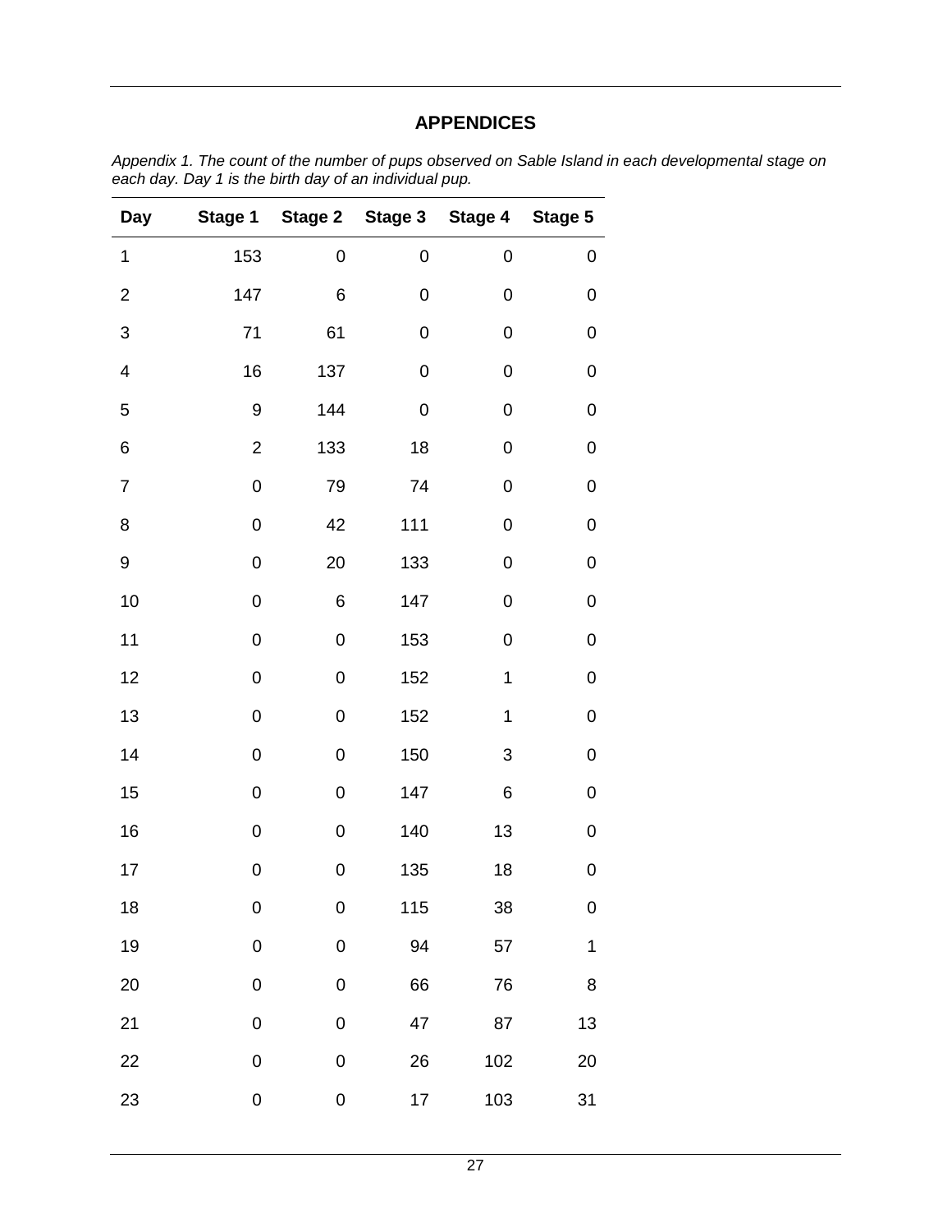## APPENDICES

*Appendix 1. The count of the number of pups observed on Sable Island in each developmental stage on each day. Day 1 is the birth day of an individual pup.*

| Day | Stage 1 | Stage 2 | Stage 3 | Stage 4 | Stage 5 |
|---|---|---|---|---|---|
| 1 | 153 | 0 | 0 | 0 | 0 |
| 2 | 147 | 6 | 0 | 0 | 0 |
| 3 | 71 | 61 | 0 | 0 | 0 |
| 4 | 16 | 137 | 0 | 0 | 0 |
| 5 | 9 | 144 | 0 | 0 | 0 |
| 6 | 2 | 133 | 18 | 0 | 0 |
| 7 | 0 | 79 | 74 | 0 | 0 |
| 8 | 0 | 42 | 111 | 0 | 0 |
| 9 | 0 | 20 | 133 | 0 | 0 |
| 10 | 0 | 6 | 147 | 0 | 0 |
| 11 | 0 | 0 | 153 | 0 | 0 |
| 12 | 0 | 0 | 152 | 1 | 0 |
| 13 | 0 | 0 | 152 | 1 | 0 |
| 14 | 0 | 0 | 150 | 3 | 0 |
| 15 | 0 | 0 | 147 | 6 | 0 |
| 16 | 0 | 0 | 140 | 13 | 0 |
| 17 | 0 | 0 | 135 | 18 | 0 |
| 18 | 0 | 0 | 115 | 38 | 0 |
| 19 | 0 | 0 | 94 | 57 | 1 |
| 20 | 0 | 0 | 66 | 76 | 8 |
| 21 | 0 | 0 | 47 | 87 | 13 |
| 22 | 0 | 0 | 26 | 102 | 20 |
| 23 | 0 | 0 | 17 | 103 | 31 |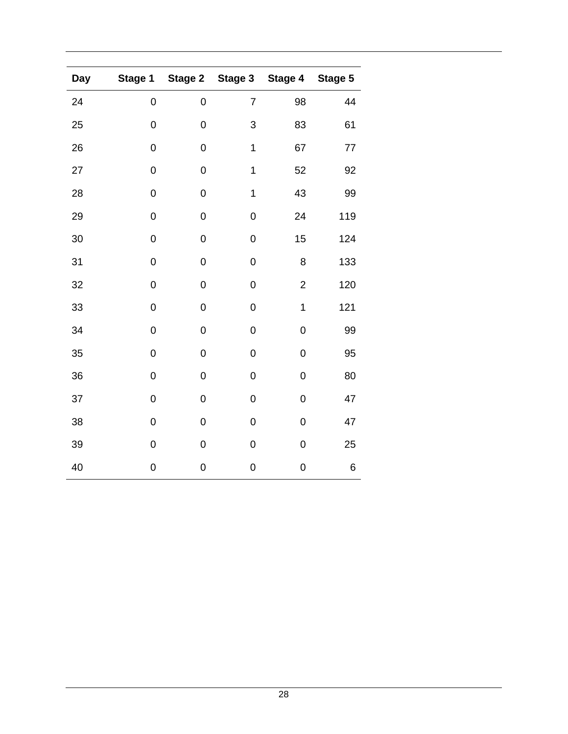| Day | Stage 1 | Stage 2 | Stage 3 | Stage 4 | Stage 5 |
|---|---|---|---|---|---|
| 24 | 0 | 0 | 7 | 98 | 44 |
| 25 | 0 | 0 | 3 | 83 | 61 |
| 26 | 0 | 0 | 1 | 67 | 77 |
| 27 | 0 | 0 | 1 | 52 | 92 |
| 28 | 0 | 0 | 1 | 43 | 99 |
| 29 | 0 | 0 | 0 | 24 | 119 |
| 30 | 0 | 0 | 0 | 15 | 124 |
| 31 | 0 | 0 | 0 | 8 | 133 |
| 32 | 0 | 0 | 0 | 2 | 120 |
| 33 | 0 | 0 | 0 | 1 | 121 |
| 34 | 0 | 0 | 0 | 0 | 99 |
| 35 | 0 | 0 | 0 | 0 | 95 |
| 36 | 0 | 0 | 0 | 0 | 80 |
| 37 | 0 | 0 | 0 | 0 | 47 |
| 38 | 0 | 0 | 0 | 0 | 47 |
| 39 | 0 | 0 | 0 | 0 | 25 |
| 40 | 0 | 0 | 0 | 0 | 6 |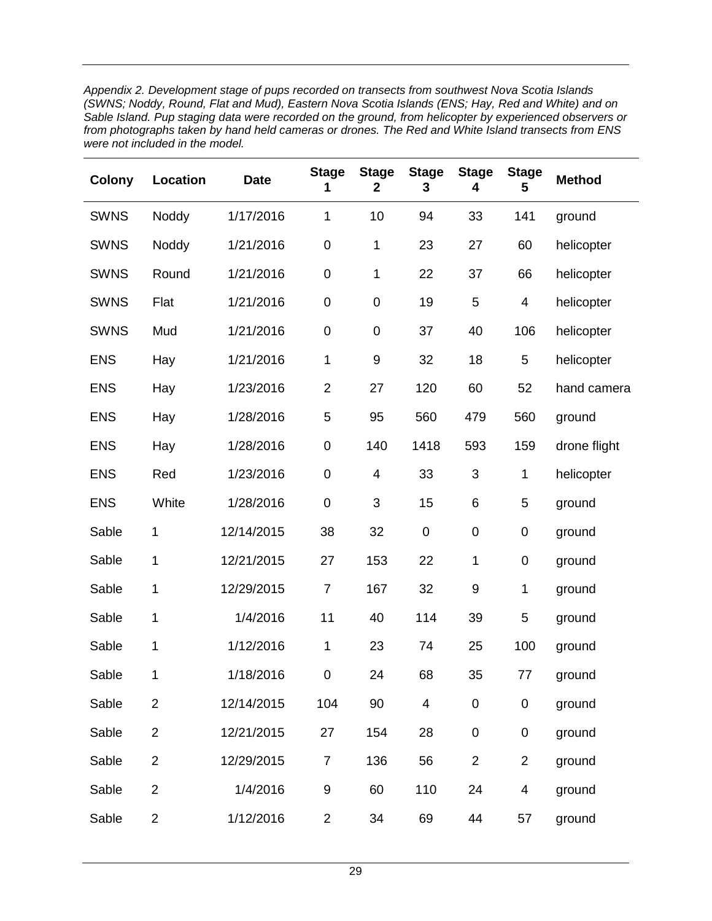*Appendix 2. Development stage of pups recorded on transects from southwest Nova Scotia Islands (SWNS; Noddy, Round, Flat and Mud), Eastern Nova Scotia Islands (ENS; Hay, Red and White) and on Sable Island. Pup staging data were recorded on the ground, from helicopter by experienced observers or from photographs taken by hand held cameras or drones. The Red and White Island transects from ENS were not included in the model.*

| Colony | Location | Date | Stage 1 | Stage 2 | Stage 3 | Stage 4 | Stage 5 | Method |
|---|---|---|---|---|---|---|---|---|
| SWNS | Noddy | 1/17/2016 | 1 | 10 | 94 | 33 | 141 | ground |
| SWNS | Noddy | 1/21/2016 | 0 | 1 | 23 | 27 | 60 | helicopter |
| SWNS | Round | 1/21/2016 | 0 | 1 | 22 | 37 | 66 | helicopter |
| SWNS | Flat | 1/21/2016 | 0 | 0 | 19 | 5 | 4 | helicopter |
| SWNS | Mud | 1/21/2016 | 0 | 0 | 37 | 40 | 106 | helicopter |
| ENS | Hay | 1/21/2016 | 1 | 9 | 32 | 18 | 5 | helicopter |
| ENS | Hay | 1/23/2016 | 2 | 27 | 120 | 60 | 52 | hand camera |
| ENS | Hay | 1/28/2016 | 5 | 95 | 560 | 479 | 560 | ground |
| ENS | Hay | 1/28/2016 | 0 | 140 | 1418 | 593 | 159 | drone flight |
| ENS | Red | 1/23/2016 | 0 | 4 | 33 | 3 | 1 | helicopter |
| ENS | White | 1/28/2016 | 0 | 3 | 15 | 6 | 5 | ground |
| Sable | 1 | 12/14/2015 | 38 | 32 | 0 | 0 | 0 | ground |
| Sable | 1 | 12/21/2015 | 27 | 153 | 22 | 1 | 0 | ground |
| Sable | 1 | 12/29/2015 | 7 | 167 | 32 | 9 | 1 | ground |
| Sable | 1 | 1/4/2016 | 11 | 40 | 114 | 39 | 5 | ground |
| Sable | 1 | 1/12/2016 | 1 | 23 | 74 | 25 | 100 | ground |
| Sable | 1 | 1/18/2016 | 0 | 24 | 68 | 35 | 77 | ground |
| Sable | 2 | 12/14/2015 | 104 | 90 | 4 | 0 | 0 | ground |
| Sable | 2 | 12/21/2015 | 27 | 154 | 28 | 0 | 0 | ground |
| Sable | 2 | 12/29/2015 | 7 | 136 | 56 | 2 | 2 | ground |
| Sable | 2 | 1/4/2016 | 9 | 60 | 110 | 24 | 4 | ground |
| Sable | 2 | 1/12/2016 | 2 | 34 | 69 | 44 | 57 | ground |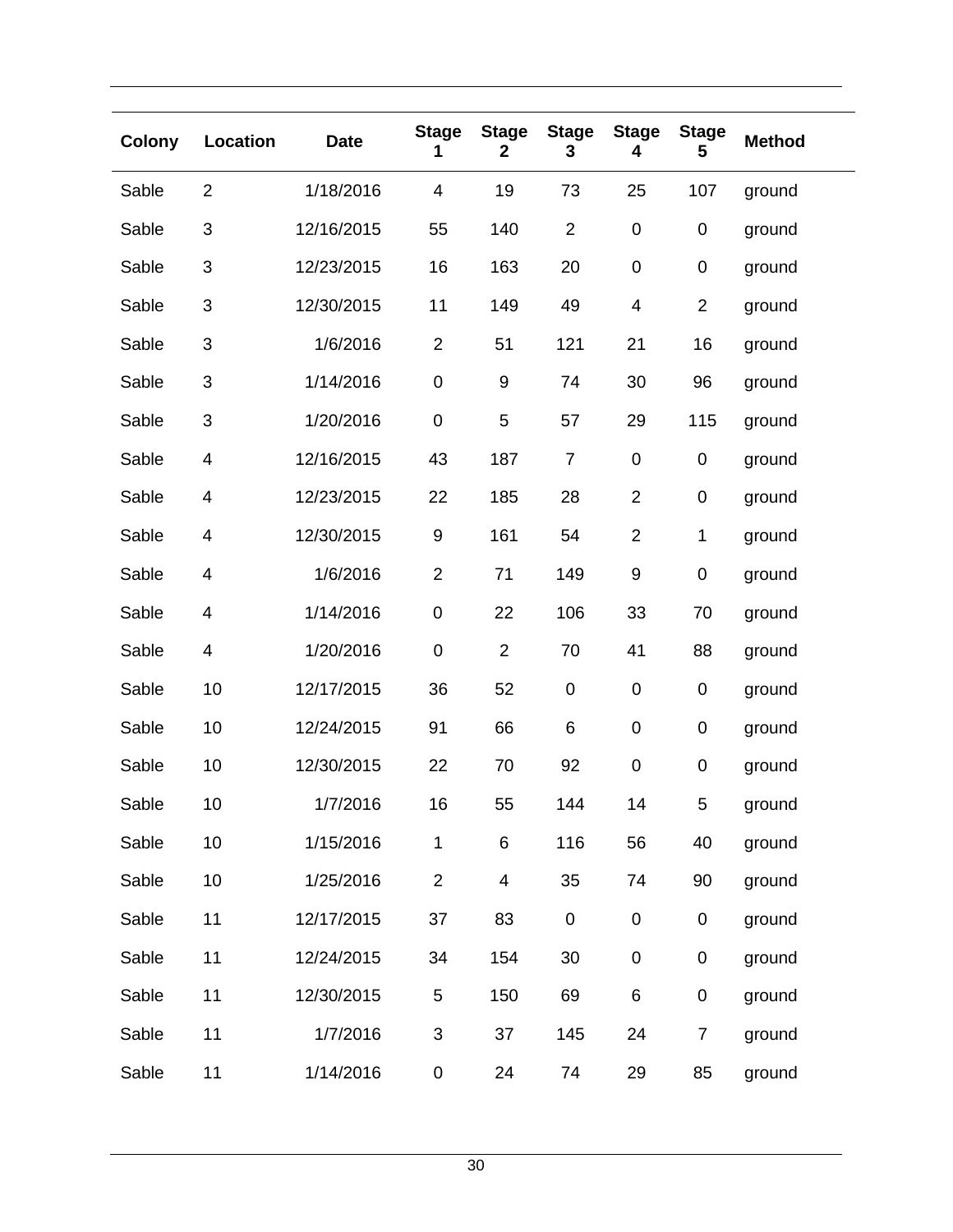| Colony | Location | Date | Stage 1 | Stage 2 | Stage 3 | Stage 4 | Stage 5 | Method |
|---|---|---|---|---|---|---|---|---|
| Sable | 2 | 1/18/2016 | 4 | 19 | 73 | 25 | 107 | ground |
| Sable | 3 | 12/16/2015 | 55 | 140 | 2 | 0 | 0 | ground |
| Sable | 3 | 12/23/2015 | 16 | 163 | 20 | 0 | 0 | ground |
| Sable | 3 | 12/30/2015 | 11 | 149 | 49 | 4 | 2 | ground |
| Sable | 3 | 1/6/2016 | 2 | 51 | 121 | 21 | 16 | ground |
| Sable | 3 | 1/14/2016 | 0 | 9 | 74 | 30 | 96 | ground |
| Sable | 3 | 1/20/2016 | 0 | 5 | 57 | 29 | 115 | ground |
| Sable | 4 | 12/16/2015 | 43 | 187 | 7 | 0 | 0 | ground |
| Sable | 4 | 12/23/2015 | 22 | 185 | 28 | 2 | 0 | ground |
| Sable | 4 | 12/30/2015 | 9 | 161 | 54 | 2 | 1 | ground |
| Sable | 4 | 1/6/2016 | 2 | 71 | 149 | 9 | 0 | ground |
| Sable | 4 | 1/14/2016 | 0 | 22 | 106 | 33 | 70 | ground |
| Sable | 4 | 1/20/2016 | 0 | 2 | 70 | 41 | 88 | ground |
| Sable | 10 | 12/17/2015 | 36 | 52 | 0 | 0 | 0 | ground |
| Sable | 10 | 12/24/2015 | 91 | 66 | 6 | 0 | 0 | ground |
| Sable | 10 | 12/30/2015 | 22 | 70 | 92 | 0 | 0 | ground |
| Sable | 10 | 1/7/2016 | 16 | 55 | 144 | 14 | 5 | ground |
| Sable | 10 | 1/15/2016 | 1 | 6 | 116 | 56 | 40 | ground |
| Sable | 10 | 1/25/2016 | 2 | 4 | 35 | 74 | 90 | ground |
| Sable | 11 | 12/17/2015 | 37 | 83 | 0 | 0 | 0 | ground |
| Sable | 11 | 12/24/2015 | 34 | 154 | 30 | 0 | 0 | ground |
| Sable | 11 | 12/30/2015 | 5 | 150 | 69 | 6 | 0 | ground |
| Sable | 11 | 1/7/2016 | 3 | 37 | 145 | 24 | 7 | ground |
| Sable | 11 | 1/14/2016 | 0 | 24 | 74 | 29 | 85 | ground |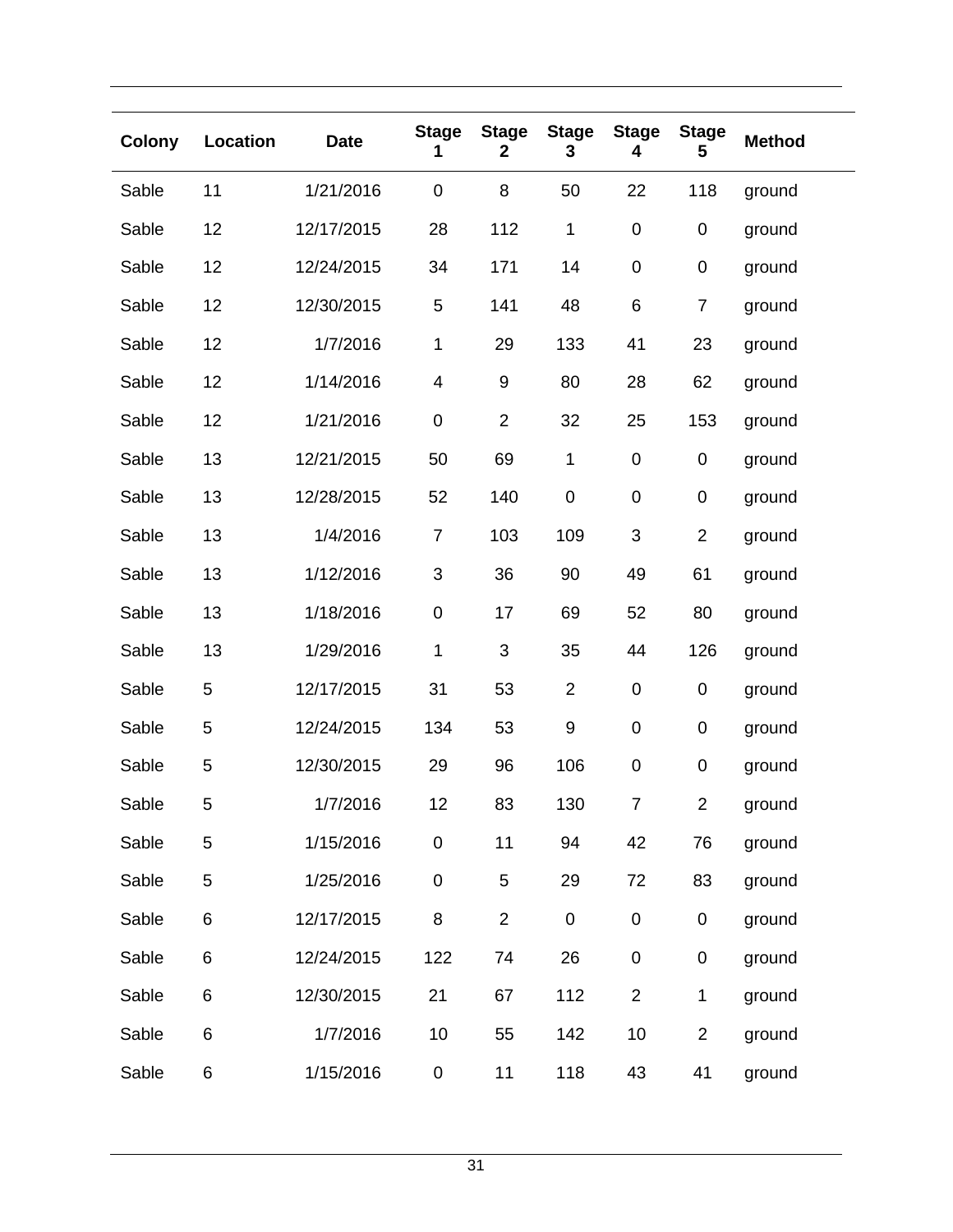| Colony | Location | Date | Stage 1 | Stage 2 | Stage 3 | Stage 4 | Stage 5 | Method |
|---|---|---|---|---|---|---|---|---|
| Sable | 11 | 1/21/2016 | 0 | 8 | 50 | 22 | 118 | ground |
| Sable | 12 | 12/17/2015 | 28 | 112 | 1 | 0 | 0 | ground |
| Sable | 12 | 12/24/2015 | 34 | 171 | 14 | 0 | 0 | ground |
| Sable | 12 | 12/30/2015 | 5 | 141 | 48 | 6 | 7 | ground |
| Sable | 12 | 1/7/2016 | 1 | 29 | 133 | 41 | 23 | ground |
| Sable | 12 | 1/14/2016 | 4 | 9 | 80 | 28 | 62 | ground |
| Sable | 12 | 1/21/2016 | 0 | 2 | 32 | 25 | 153 | ground |
| Sable | 13 | 12/21/2015 | 50 | 69 | 1 | 0 | 0 | ground |
| Sable | 13 | 12/28/2015 | 52 | 140 | 0 | 0 | 0 | ground |
| Sable | 13 | 1/4/2016 | 7 | 103 | 109 | 3 | 2 | ground |
| Sable | 13 | 1/12/2016 | 3 | 36 | 90 | 49 | 61 | ground |
| Sable | 13 | 1/18/2016 | 0 | 17 | 69 | 52 | 80 | ground |
| Sable | 13 | 1/29/2016 | 1 | 3 | 35 | 44 | 126 | ground |
| Sable | 5 | 12/17/2015 | 31 | 53 | 2 | 0 | 0 | ground |
| Sable | 5 | 12/24/2015 | 134 | 53 | 9 | 0 | 0 | ground |
| Sable | 5 | 12/30/2015 | 29 | 96 | 106 | 0 | 0 | ground |
| Sable | 5 | 1/7/2016 | 12 | 83 | 130 | 7 | 2 | ground |
| Sable | 5 | 1/15/2016 | 0 | 11 | 94 | 42 | 76 | ground |
| Sable | 5 | 1/25/2016 | 0 | 5 | 29 | 72 | 83 | ground |
| Sable | 6 | 12/17/2015 | 8 | 2 | 0 | 0 | 0 | ground |
| Sable | 6 | 12/24/2015 | 122 | 74 | 26 | 0 | 0 | ground |
| Sable | 6 | 12/30/2015 | 21 | 67 | 112 | 2 | 1 | ground |
| Sable | 6 | 1/7/2016 | 10 | 55 | 142 | 10 | 2 | ground |
| Sable | 6 | 1/15/2016 | 0 | 11 | 118 | 43 | 41 | ground |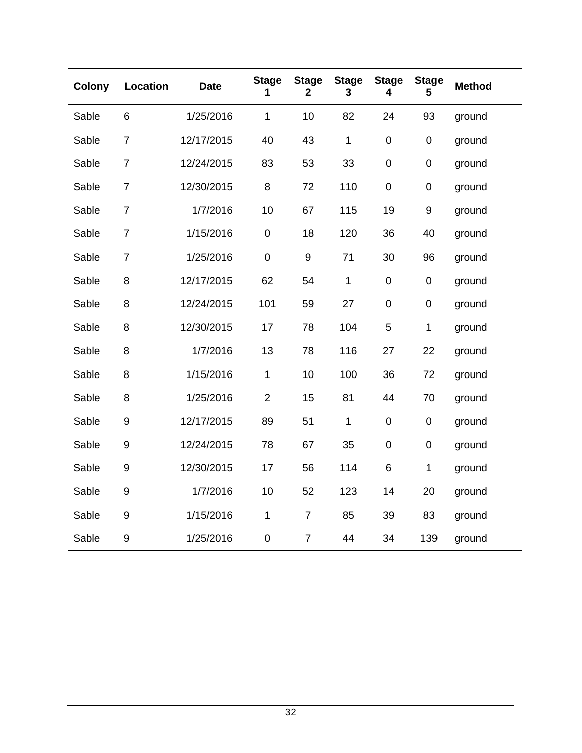| Colony | Location | Date | Stage 1 | Stage 2 | Stage 3 | Stage 4 | Stage 5 | Method |
|---|---|---|---|---|---|---|---|---|
| Sable | 6 | 1/25/2016 | 1 | 10 | 82 | 24 | 93 | ground |
| Sable | 7 | 12/17/2015 | 40 | 43 | 1 | 0 | 0 | ground |
| Sable | 7 | 12/24/2015 | 83 | 53 | 33 | 0 | 0 | ground |
| Sable | 7 | 12/30/2015 | 8 | 72 | 110 | 0 | 0 | ground |
| Sable | 7 | 1/7/2016 | 10 | 67 | 115 | 19 | 9 | ground |
| Sable | 7 | 1/15/2016 | 0 | 18 | 120 | 36 | 40 | ground |
| Sable | 7 | 1/25/2016 | 0 | 9 | 71 | 30 | 96 | ground |
| Sable | 8 | 12/17/2015 | 62 | 54 | 1 | 0 | 0 | ground |
| Sable | 8 | 12/24/2015 | 101 | 59 | 27 | 0 | 0 | ground |
| Sable | 8 | 12/30/2015 | 17 | 78 | 104 | 5 | 1 | ground |
| Sable | 8 | 1/7/2016 | 13 | 78 | 116 | 27 | 22 | ground |
| Sable | 8 | 1/15/2016 | 1 | 10 | 100 | 36 | 72 | ground |
| Sable | 8 | 1/25/2016 | 2 | 15 | 81 | 44 | 70 | ground |
| Sable | 9 | 12/17/2015 | 89 | 51 | 1 | 0 | 0 | ground |
| Sable | 9 | 12/24/2015 | 78 | 67 | 35 | 0 | 0 | ground |
| Sable | 9 | 12/30/2015 | 17 | 56 | 114 | 6 | 1 | ground |
| Sable | 9 | 1/7/2016 | 10 | 52 | 123 | 14 | 20 | ground |
| Sable | 9 | 1/15/2016 | 1 | 7 | 85 | 39 | 83 | ground |
| Sable | 9 | 1/25/2016 | 0 | 7 | 44 | 34 | 139 | ground |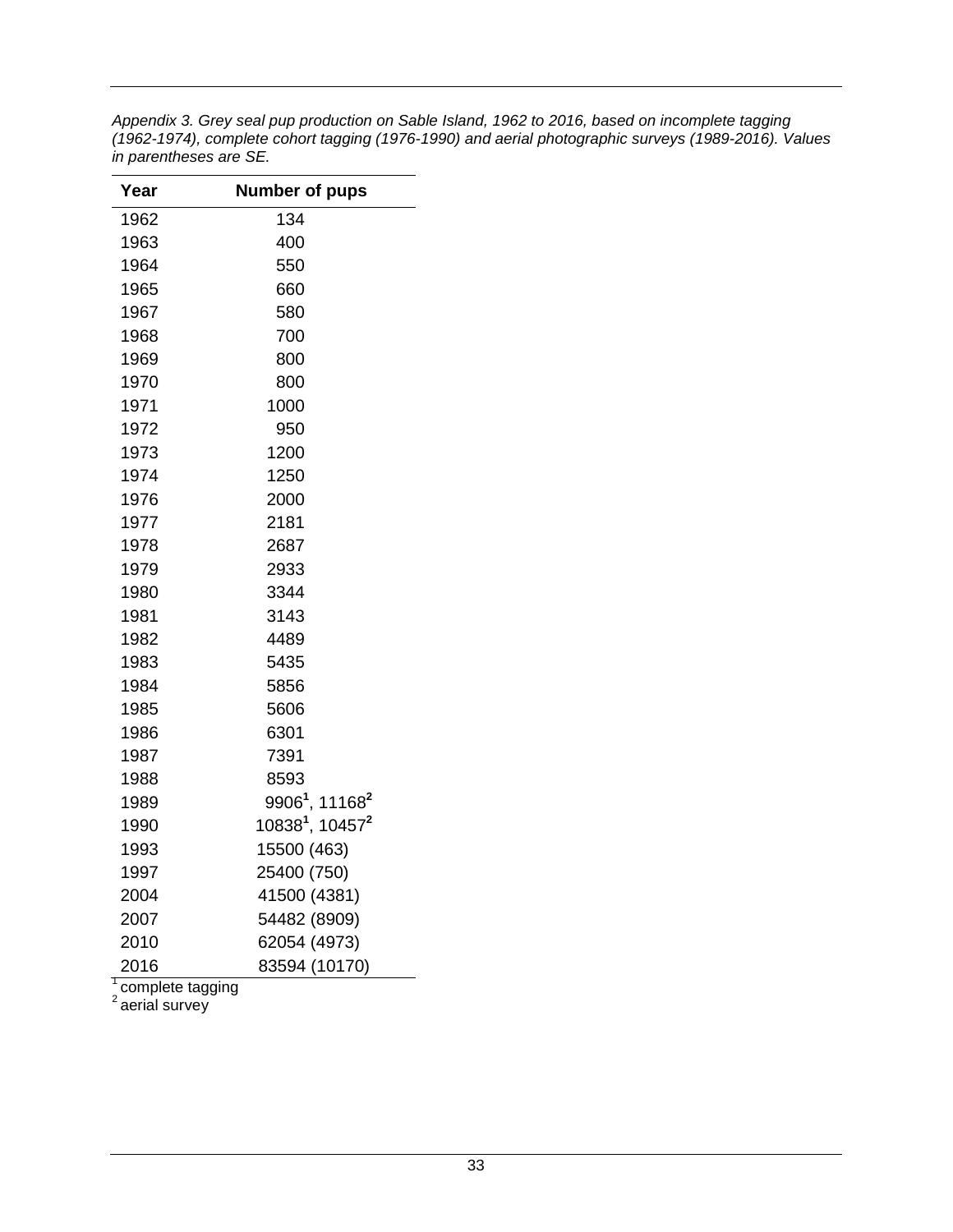*Appendix 3. Grey seal pup production on Sable Island, 1962 to 2016, based on incomplete tagging (1962-1974), complete cohort tagging (1976-1990) and aerial photographic surveys (1989-2016). Values in parentheses are SE.*

| Year | Number of pups |
|---|---|
| 1962 | 134 |
| 1963 | 400 |
| 1964 | 550 |
| 1965 | 660 |
| 1967 | 580 |
| 1968 | 700 |
| 1969 | 800 |
| 1970 | 800 |
| 1971 | 1000 |
| 1972 | 950 |
| 1973 | 1200 |
| 1974 | 1250 |
| 1976 | 2000 |
| 1977 | 2181 |
| 1978 | 2687 |
| 1979 | 2933 |
| 1980 | 3344 |
| 1981 | 3143 |
| 1982 | 4489 |
| 1983 | 5435 |
| 1984 | 5856 |
| 1985 | 5606 |
| 1986 | 6301 |
| 1987 | 7391 |
| 1988 | 8593 |
| 1989 | 9906[1], 11168[2] |
| 1990 | 10838[1], 10457[2] |
| 1993 | 15500 (463) |
| 1997 | 25400 (750) |
| 2004 | 41500 (4381) |
| 2007 | 54482 (8909) |
| 2010 | 62054 (4973) |
| 2016 | 83594 (10170) |

[1] complete tagging
[2] aerial survey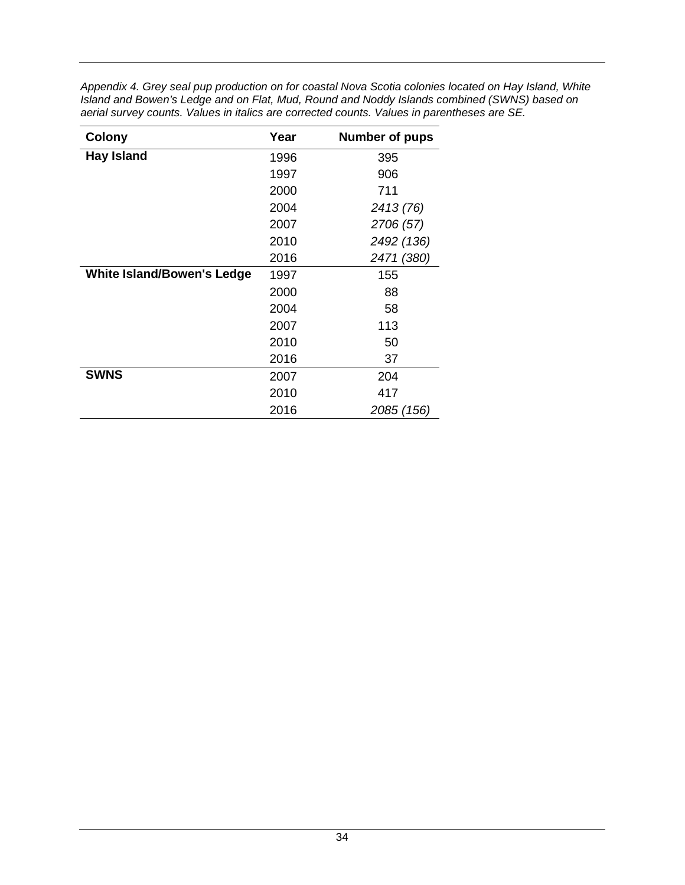*Appendix 4. Grey seal pup production on for coastal Nova Scotia colonies located on Hay Island, White Island and Bowen's Ledge and on Flat, Mud, Round and Noddy Islands combined (SWNS) based on aerial survey counts. Values in italics are corrected counts. Values in parentheses are SE.*

| Colony | Year | Number of pups |
|---|---|---|
| **Hay Island** | 1996 | 395 |
| | 1997 | 906 |
| | 2000 | 711 |
| | 2004 | *2413 (76)* |
| | 2007 | *2706 (57)* |
| | 2010 | *2492 (136)* |
| | 2016 | *2471 (380)* |
| **White Island/Bowen's Ledge** | 1997 | 155 |
| | 2000 | 88 |
| | 2004 | 58 |
| | 2007 | 113 |
| | 2010 | 50 |
| | 2016 | 37 |
| **SWNS** | 2007 | 204 |
| | 2010 | 417 |
| | 2016 | *2085 (156)* |